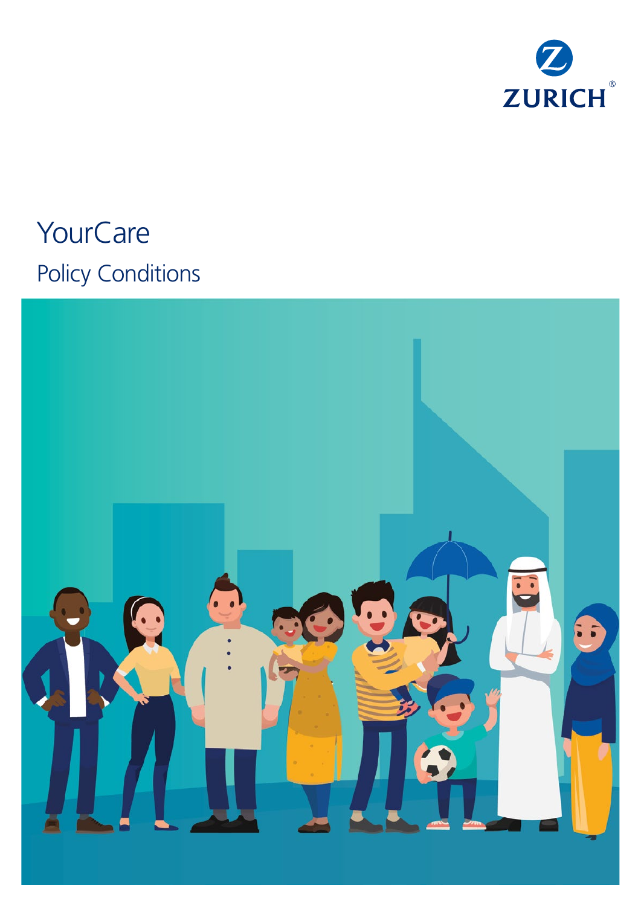ZURICH

# YourCare

## Policy Conditions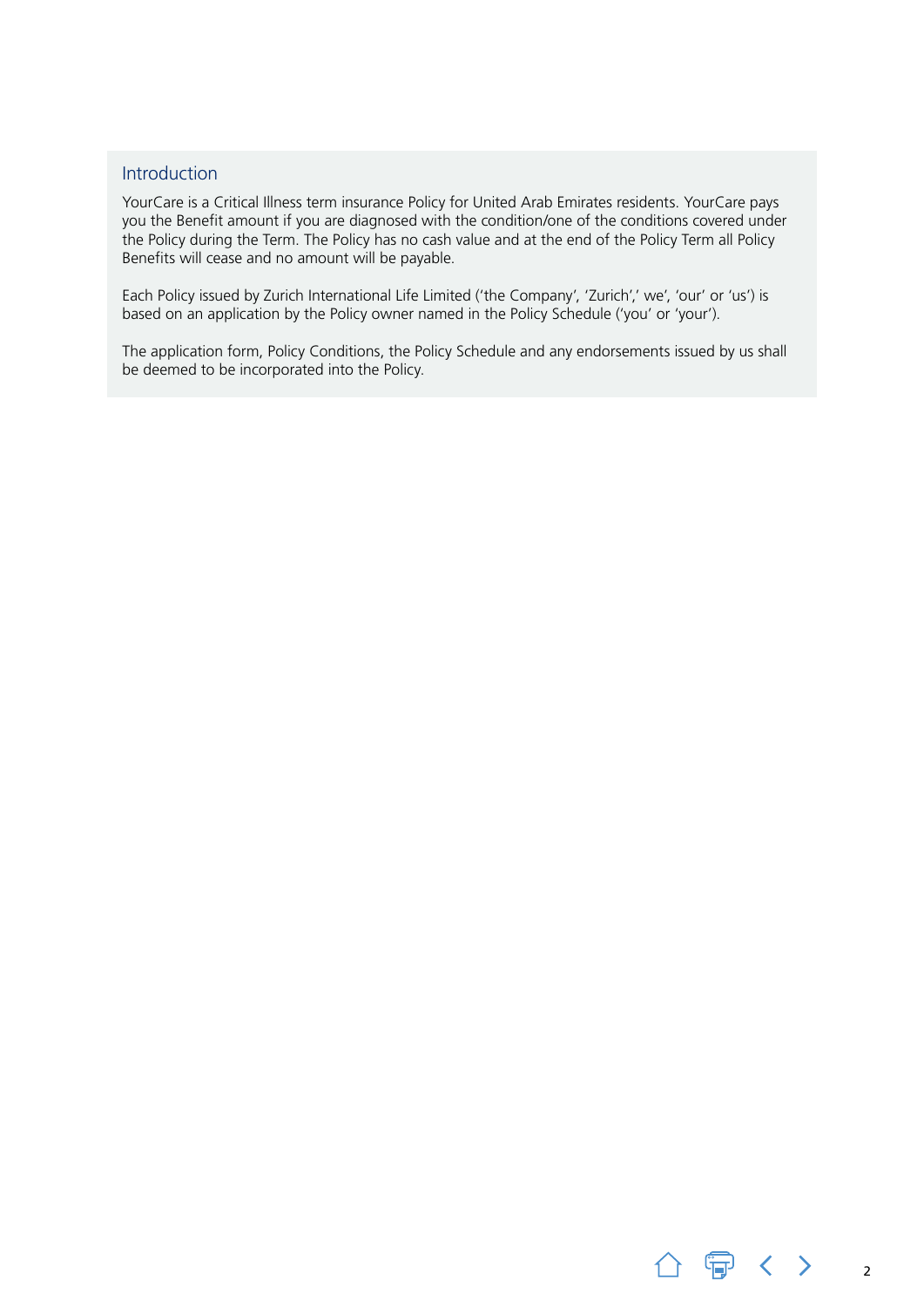## Introduction

YourCare is a Critical Illness term insurance Policy for United Arab Emirates residents. YourCare pays you the Benefit amount if you are diagnosed with the condition/one of the conditions covered under the Policy during the Term. The Policy has no cash value and at the end of the Policy Term all Policy Benefits will cease and no amount will be payable.

Each Policy issued by Zurich International Life Limited ('the Company', 'Zurich',' we', 'our' or 'us') is based on an application by the Policy owner named in the Policy Schedule ('you' or 'your').

The application form, Policy Conditions, the Policy Schedule and any endorsements issued by us shall be deemed to be incorporated into the Policy.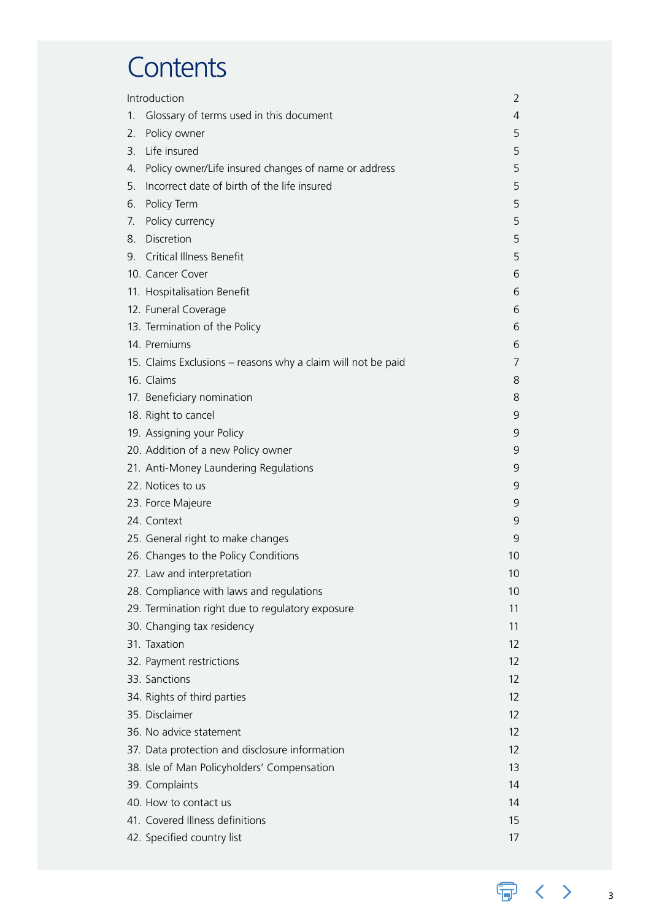# Contents

| | |
|---|---|
| Introduction | 2 |
| 1. Glossary of terms used in this document | 4 |
| 2. Policy owner | 5 |
| 3. Life insured | 5 |
| 4. Policy owner/Life insured changes of name or address | 5 |
| 5. Incorrect date of birth of the life insured | 5 |
| 6. Policy Term | 5 |
| 7. Policy currency | 5 |
| 8. Discretion | 5 |
| 9. Critical Illness Benefit | 5 |
| 10. Cancer Cover | 6 |
| 11. Hospitalisation Benefit | 6 |
| 12. Funeral Coverage | 6 |
| 13. Termination of the Policy | 6 |
| 14. Premiums | 6 |
| 15. Claims Exclusions – reasons why a claim will not be paid | 7 |
| 16. Claims | 8 |
| 17. Beneficiary nomination | 8 |
| 18. Right to cancel | 9 |
| 19. Assigning your Policy | 9 |
| 20. Addition of a new Policy owner | 9 |
| 21. Anti-Money Laundering Regulations | 9 |
| 22. Notices to us | 9 |
| 23. Force Majeure | 9 |
| 24. Context | 9 |
| 25. General right to make changes | 9 |
| 26. Changes to the Policy Conditions | 10 |
| 27. Law and interpretation | 10 |
| 28. Compliance with laws and regulations | 10 |
| 29. Termination right due to regulatory exposure | 11 |
| 30. Changing tax residency | 11 |
| 31. Taxation | 12 |
| 32. Payment restrictions | 12 |
| 33. Sanctions | 12 |
| 34. Rights of third parties | 12 |
| 35. Disclaimer | 12 |
| 36. No advice statement | 12 |
| 37. Data protection and disclosure information | 12 |
| 38. Isle of Man Policyholders' Compensation | 13 |
| 39. Complaints | 14 |
| 40. How to contact us | 14 |
| 41. Covered Illness definitions | 15 |
| 42. Specified country list | 17 |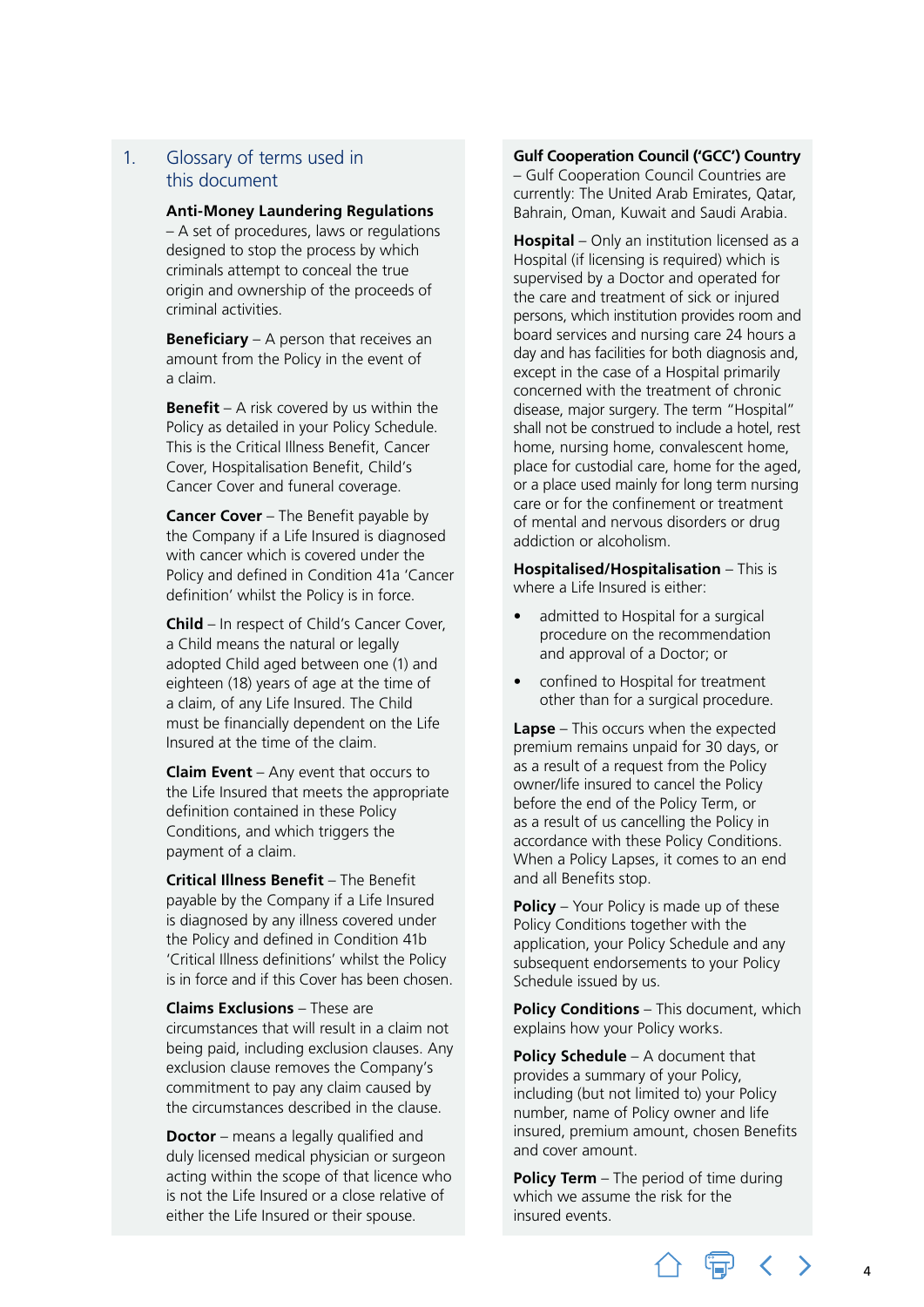## 1. Glossary of terms used in this document

**Anti-Money Laundering Regulations** – A set of procedures, laws or regulations designed to stop the process by which criminals attempt to conceal the true origin and ownership of the proceeds of criminal activities.

**Beneficiary** – A person that receives an amount from the Policy in the event of a claim.

**Benefit** – A risk covered by us within the Policy as detailed in your Policy Schedule. This is the Critical Illness Benefit, Cancer Cover, Hospitalisation Benefit, Child's Cancer Cover and funeral coverage.

**Cancer Cover** – The Benefit payable by the Company if a Life Insured is diagnosed with cancer which is covered under the Policy and defined in Condition 41a 'Cancer definition' whilst the Policy is in force.

**Child** – In respect of Child's Cancer Cover, a Child means the natural or legally adopted Child aged between one (1) and eighteen (18) years of age at the time of a claim, of any Life Insured. The Child must be financially dependent on the Life Insured at the time of the claim.

**Claim Event** – Any event that occurs to the Life Insured that meets the appropriate definition contained in these Policy Conditions, and which triggers the payment of a claim.

**Critical Illness Benefit** – The Benefit payable by the Company if a Life Insured is diagnosed by any illness covered under the Policy and defined in Condition 41b 'Critical Illness definitions' whilst the Policy is in force and if this Cover has been chosen.

**Claims Exclusions** – These are circumstances that will result in a claim not being paid, including exclusion clauses. Any exclusion clause removes the Company's commitment to pay any claim caused by the circumstances described in the clause.

**Doctor** – means a legally qualified and duly licensed medical physician or surgeon acting within the scope of that licence who is not the Life Insured or a close relative of either the Life Insured or their spouse.

**Gulf Cooperation Council ('GCC') Country** – Gulf Cooperation Council Countries are currently: The United Arab Emirates, Qatar, Bahrain, Oman, Kuwait and Saudi Arabia.

**Hospital** – Only an institution licensed as a Hospital (if licensing is required) which is supervised by a Doctor and operated for the care and treatment of sick or injured persons, which institution provides room and board services and nursing care 24 hours a day and has facilities for both diagnosis and, except in the case of a Hospital primarily concerned with the treatment of chronic disease, major surgery. The term "Hospital" shall not be construed to include a hotel, rest home, nursing home, convalescent home, place for custodial care, home for the aged, or a place used mainly for long term nursing care or for the confinement or treatment of mental and nervous disorders or drug addiction or alcoholism.

**Hospitalised/Hospitalisation** – This is where a Life Insured is either:

- admitted to Hospital for a surgical procedure on the recommendation and approval of a Doctor; or
- confined to Hospital for treatment other than for a surgical procedure.

**Lapse** – This occurs when the expected premium remains unpaid for 30 days, or as a result of a request from the Policy owner/life insured to cancel the Policy before the end of the Policy Term, or as a result of us cancelling the Policy in accordance with these Policy Conditions. When a Policy Lapses, it comes to an end and all Benefits stop.

**Policy** – Your Policy is made up of these Policy Conditions together with the application, your Policy Schedule and any subsequent endorsements to your Policy Schedule issued by us.

**Policy Conditions** – This document, which explains how your Policy works.

**Policy Schedule** – A document that provides a summary of your Policy, including (but not limited to) your Policy number, name of Policy owner and life insured, premium amount, chosen Benefits and cover amount.

**Policy Term** – The period of time during which we assume the risk for the insured events.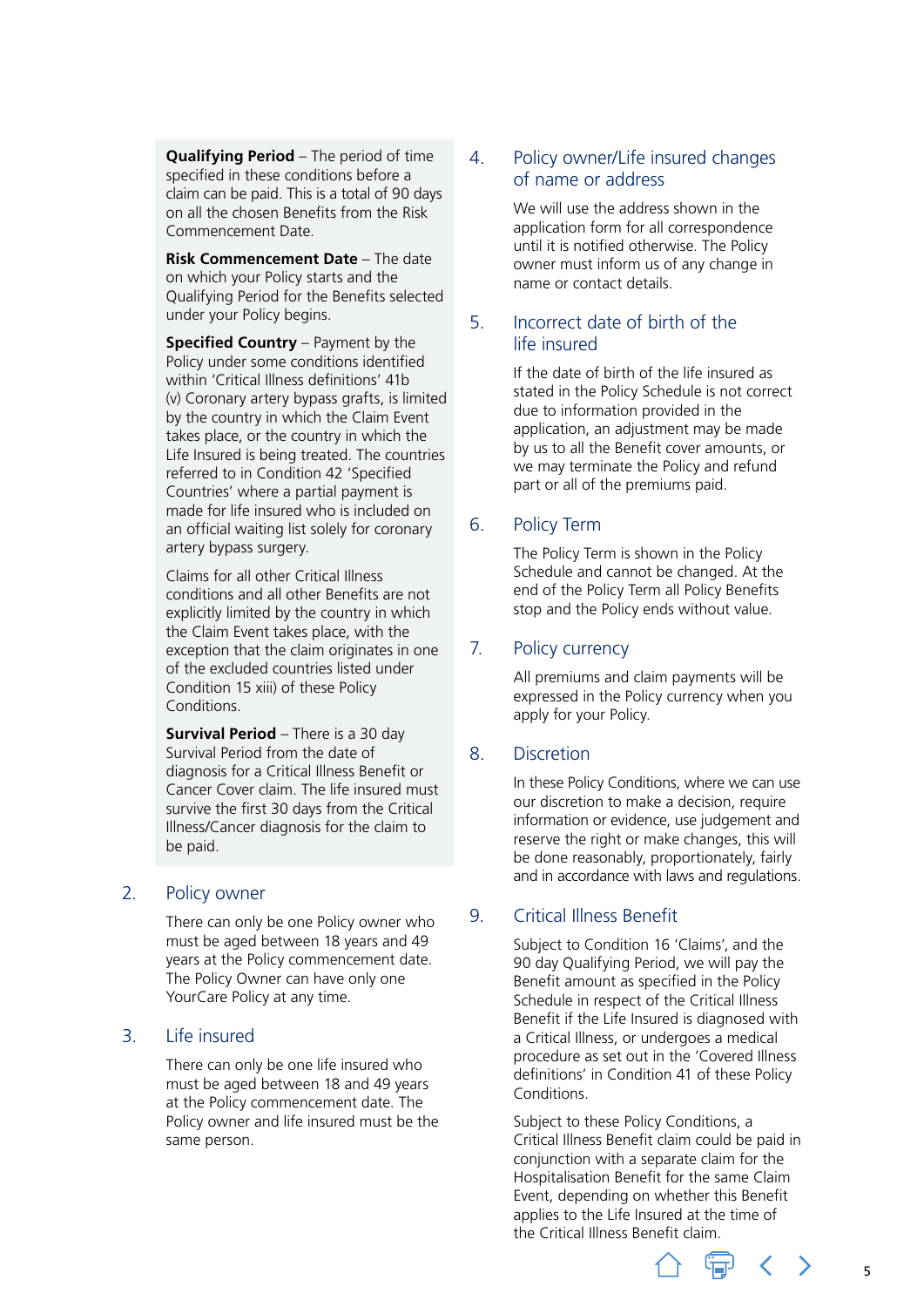**Qualifying Period** – The period of time specified in these conditions before a claim can be paid. This is a total of 90 days on all the chosen Benefits from the Risk Commencement Date.

**Risk Commencement Date** – The date on which your Policy starts and the Qualifying Period for the Benefits selected under your Policy begins.

**Specified Country** – Payment by the Policy under some conditions identified within 'Critical Illness definitions' 41b (v) Coronary artery bypass grafts, is limited by the country in which the Claim Event takes place, or the country in which the Life Insured is being treated. The countries referred to in Condition 42 'Specified Countries' where a partial payment is made for life insured who is included on an official waiting list solely for coronary artery bypass surgery.

Claims for all other Critical Illness conditions and all other Benefits are not explicitly limited by the country in which the Claim Event takes place, with the exception that the claim originates in one of the excluded countries listed under Condition 15 xiii) of these Policy Conditions.

**Survival Period** – There is a 30 day Survival Period from the date of diagnosis for a Critical Illness Benefit or Cancer Cover claim. The life insured must survive the first 30 days from the Critical Illness/Cancer diagnosis for the claim to be paid.

## 2. Policy owner

There can only be one Policy owner who must be aged between 18 years and 49 years at the Policy commencement date. The Policy Owner can have only one YourCare Policy at any time.

## 3. Life insured

There can only be one life insured who must be aged between 18 and 49 years at the Policy commencement date. The Policy owner and life insured must be the same person.

## 4. Policy owner/Life insured changes of name or address

We will use the address shown in the application form for all correspondence until it is notified otherwise. The Policy owner must inform us of any change in name or contact details.

## 5. Incorrect date of birth of the life insured

If the date of birth of the life insured as stated in the Policy Schedule is not correct due to information provided in the application, an adjustment may be made by us to all the Benefit cover amounts, or we may terminate the Policy and refund part or all of the premiums paid.

## 6. Policy Term

The Policy Term is shown in the Policy Schedule and cannot be changed. At the end of the Policy Term all Policy Benefits stop and the Policy ends without value.

## 7. Policy currency

All premiums and claim payments will be expressed in the Policy currency when you apply for your Policy.

## 8. Discretion

In these Policy Conditions, where we can use our discretion to make a decision, require information or evidence, use judgement and reserve the right or make changes, this will be done reasonably, proportionately, fairly and in accordance with laws and regulations.

## 9. Critical Illness Benefit

Subject to Condition 16 'Claims', and the 90 day Qualifying Period, we will pay the Benefit amount as specified in the Policy Schedule in respect of the Critical Illness Benefit if the Life Insured is diagnosed with a Critical Illness, or undergoes a medical procedure as set out in the 'Covered Illness definitions' in Condition 41 of these Policy Conditions.

Subject to these Policy Conditions, a Critical Illness Benefit claim could be paid in conjunction with a separate claim for the Hospitalisation Benefit for the same Claim Event, depending on whether this Benefit applies to the Life Insured at the time of the Critical Illness Benefit claim.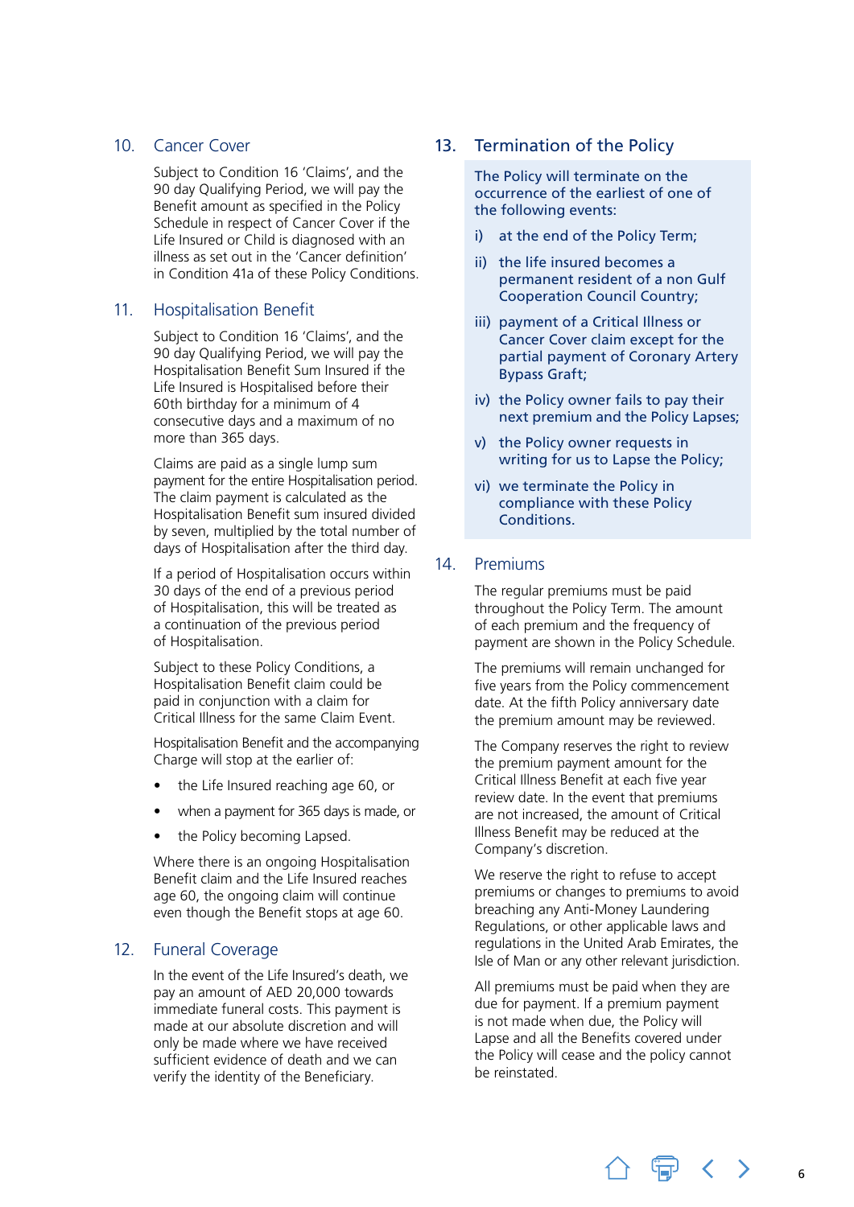## 10. Cancer Cover

Subject to Condition 16 'Claims', and the 90 day Qualifying Period, we will pay the Benefit amount as specified in the Policy Schedule in respect of Cancer Cover if the Life Insured or Child is diagnosed with an illness as set out in the 'Cancer definition' in Condition 41a of these Policy Conditions.

## 11. Hospitalisation Benefit

Subject to Condition 16 'Claims', and the 90 day Qualifying Period, we will pay the Hospitalisation Benefit Sum Insured if the Life Insured is Hospitalised before their 60th birthday for a minimum of 4 consecutive days and a maximum of no more than 365 days.

Claims are paid as a single lump sum payment for the entire Hospitalisation period. The claim payment is calculated as the Hospitalisation Benefit sum insured divided by seven, multiplied by the total number of days of Hospitalisation after the third day.

If a period of Hospitalisation occurs within 30 days of the end of a previous period of Hospitalisation, this will be treated as a continuation of the previous period of Hospitalisation.

Subject to these Policy Conditions, a Hospitalisation Benefit claim could be paid in conjunction with a claim for Critical Illness for the same Claim Event.

Hospitalisation Benefit and the accompanying Charge will stop at the earlier of:

- the Life Insured reaching age 60, or
- when a payment for 365 days is made, or
- the Policy becoming Lapsed.

Where there is an ongoing Hospitalisation Benefit claim and the Life Insured reaches age 60, the ongoing claim will continue even though the Benefit stops at age 60.

## 12. Funeral Coverage

In the event of the Life Insured's death, we pay an amount of AED 20,000 towards immediate funeral costs. This payment is made at our absolute discretion and will only be made where we have received sufficient evidence of death and we can verify the identity of the Beneficiary.

## 13. Termination of the Policy

The Policy will terminate on the occurrence of the earliest of one of the following events:

i) at the end of the Policy Term;

ii) the life insured becomes a permanent resident of a non Gulf Cooperation Council Country;

iii) payment of a Critical Illness or Cancer Cover claim except for the partial payment of Coronary Artery Bypass Graft;

iv) the Policy owner fails to pay their next premium and the Policy Lapses;

v) the Policy owner requests in writing for us to Lapse the Policy;

vi) we terminate the Policy in compliance with these Policy Conditions.

## 14. Premiums

The regular premiums must be paid throughout the Policy Term. The amount of each premium and the frequency of payment are shown in the Policy Schedule.

The premiums will remain unchanged for five years from the Policy commencement date. At the fifth Policy anniversary date the premium amount may be reviewed.

The Company reserves the right to review the premium payment amount for the Critical Illness Benefit at each five year review date. In the event that premiums are not increased, the amount of Critical Illness Benefit may be reduced at the Company's discretion.

We reserve the right to refuse to accept premiums or changes to premiums to avoid breaching any Anti-Money Laundering Regulations, or other applicable laws and regulations in the United Arab Emirates, the Isle of Man or any other relevant jurisdiction.

All premiums must be paid when they are due for payment. If a premium payment is not made when due, the Policy will Lapse and all the Benefits covered under the Policy will cease and the policy cannot be reinstated.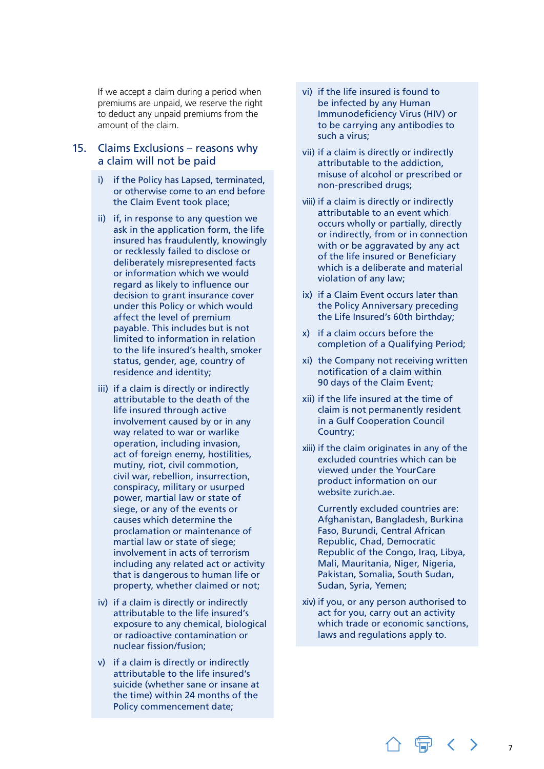If we accept a claim during a period when premiums are unpaid, we reserve the right to deduct any unpaid premiums from the amount of the claim.

## 15. Claims Exclusions – reasons why a claim will not be paid

i) if the Policy has Lapsed, terminated, or otherwise come to an end before the Claim Event took place;

ii) if, in response to any question we ask in the application form, the life insured has fraudulently, knowingly or recklessly failed to disclose or deliberately misrepresented facts or information which we would regard as likely to influence our decision to grant insurance cover under this Policy or which would affect the level of premium payable. This includes but is not limited to information in relation to the life insured's health, smoker status, gender, age, country of residence and identity;

iii) if a claim is directly or indirectly attributable to the death of the life insured through active involvement caused by or in any way related to war or warlike operation, including invasion, act of foreign enemy, hostilities, mutiny, riot, civil commotion, civil war, rebellion, insurrection, conspiracy, military or usurped power, martial law or state of siege, or any of the events or causes which determine the proclamation or maintenance of martial law or state of siege; involvement in acts of terrorism including any related act or activity that is dangerous to human life or property, whether claimed or not;

iv) if a claim is directly or indirectly attributable to the life insured's exposure to any chemical, biological or radioactive contamination or nuclear fission/fusion;

v) if a claim is directly or indirectly attributable to the life insured's suicide (whether sane or insane at the time) within 24 months of the Policy commencement date;

vi) if the life insured is found to be infected by any Human Immunodeficiency Virus (HIV) or to be carrying any antibodies to such a virus;

vii) if a claim is directly or indirectly attributable to the addiction, misuse of alcohol or prescribed or non-prescribed drugs;

viii) if a claim is directly or indirectly attributable to an event which occurs wholly or partially, directly or indirectly, from or in connection with or be aggravated by any act of the life insured or Beneficiary which is a deliberate and material violation of any law;

ix) if a Claim Event occurs later than the Policy Anniversary preceding the Life Insured's 60th birthday;

x) if a claim occurs before the completion of a Qualifying Period;

xi) the Company not receiving written notification of a claim within 90 days of the Claim Event;

xii) if the life insured at the time of claim is not permanently resident in a Gulf Cooperation Council Country;

xiii) if the claim originates in any of the excluded countries which can be viewed under the YourCare product information on our website zurich.ae.

Currently excluded countries are: Afghanistan, Bangladesh, Burkina Faso, Burundi, Central African Republic, Chad, Democratic Republic of the Congo, Iraq, Libya, Mali, Mauritania, Niger, Nigeria, Pakistan, Somalia, South Sudan, Sudan, Syria, Yemen;

xiv) if you, or any person authorised to act for you, carry out an activity which trade or economic sanctions, laws and regulations apply to.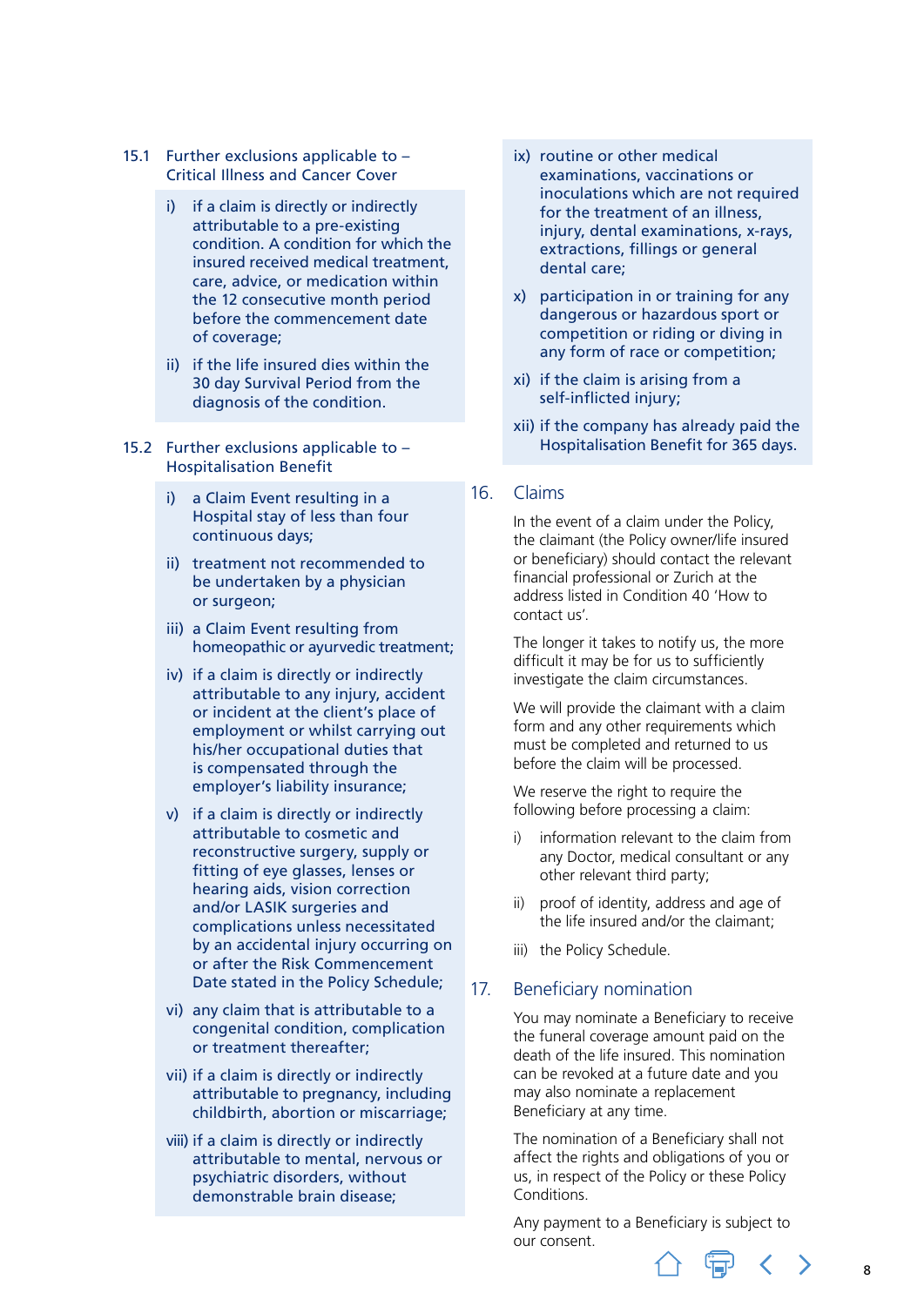### 15.1 Further exclusions applicable to – Critical Illness and Cancer Cover

i) if a claim is directly or indirectly attributable to a pre-existing condition. A condition for which the insured received medical treatment, care, advice, or medication within the 12 consecutive month period before the commencement date of coverage;

ii) if the life insured dies within the 30 day Survival Period from the diagnosis of the condition.

### 15.2 Further exclusions applicable to – Hospitalisation Benefit

i) a Claim Event resulting in a Hospital stay of less than four continuous days;

ii) treatment not recommended to be undertaken by a physician or surgeon;

iii) a Claim Event resulting from homeopathic or ayurvedic treatment;

iv) if a claim is directly or indirectly attributable to any injury, accident or incident at the client's place of employment or whilst carrying out his/her occupational duties that is compensated through the employer's liability insurance;

v) if a claim is directly or indirectly attributable to cosmetic and reconstructive surgery, supply or fitting of eye glasses, lenses or hearing aids, vision correction and/or LASIK surgeries and complications unless necessitated by an accidental injury occurring on or after the Risk Commencement Date stated in the Policy Schedule;

vi) any claim that is attributable to a congenital condition, complication or treatment thereafter;

vii) if a claim is directly or indirectly attributable to pregnancy, including childbirth, abortion or miscarriage;

viii) if a claim is directly or indirectly attributable to mental, nervous or psychiatric disorders, without demonstrable brain disease;

ix) routine or other medical examinations, vaccinations or inoculations which are not required for the treatment of an illness, injury, dental examinations, x-rays, extractions, fillings or general dental care;

x) participation in or training for any dangerous or hazardous sport or competition or riding or diving in any form of race or competition;

xi) if the claim is arising from a self-inflicted injury;

xii) if the company has already paid the Hospitalisation Benefit for 365 days.

## 16. Claims

In the event of a claim under the Policy, the claimant (the Policy owner/life insured or beneficiary) should contact the relevant financial professional or Zurich at the address listed in Condition 40 'How to contact us'.

The longer it takes to notify us, the more difficult it may be for us to sufficiently investigate the claim circumstances.

We will provide the claimant with a claim form and any other requirements which must be completed and returned to us before the claim will be processed.

We reserve the right to require the following before processing a claim:

i) information relevant to the claim from any Doctor, medical consultant or any other relevant third party;

ii) proof of identity, address and age of the life insured and/or the claimant;

iii) the Policy Schedule.

## 17. Beneficiary nomination

You may nominate a Beneficiary to receive the funeral coverage amount paid on the death of the life insured. This nomination can be revoked at a future date and you may also nominate a replacement Beneficiary at any time.

The nomination of a Beneficiary shall not affect the rights and obligations of you or us, in respect of the Policy or these Policy Conditions.

Any payment to a Beneficiary is subject to our consent.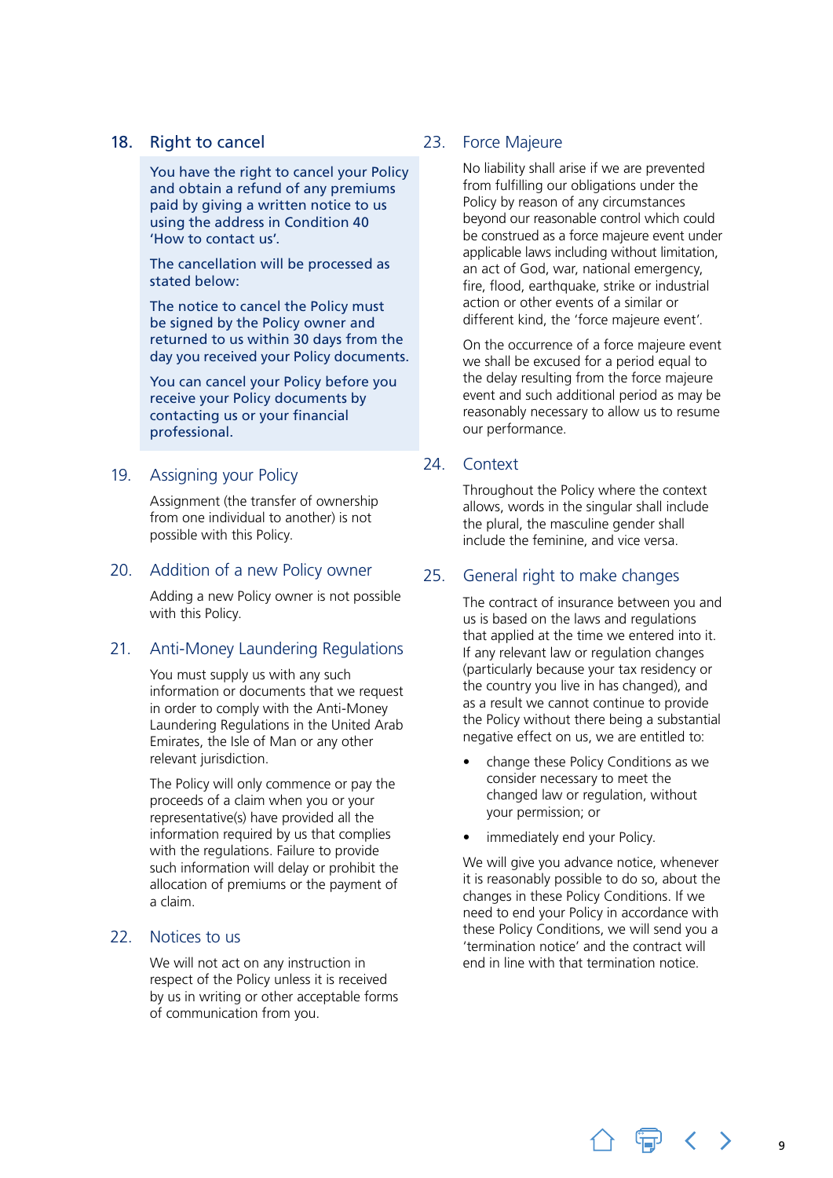## 18. Right to cancel

You have the right to cancel your Policy and obtain a refund of any premiums paid by giving a written notice to us using the address in Condition 40 'How to contact us'.

The cancellation will be processed as stated below:

The notice to cancel the Policy must be signed by the Policy owner and returned to us within 30 days from the day you received your Policy documents.

You can cancel your Policy before you receive your Policy documents by contacting us or your financial professional.

## 19. Assigning your Policy

Assignment (the transfer of ownership from one individual to another) is not possible with this Policy.

## 20. Addition of a new Policy owner

Adding a new Policy owner is not possible with this Policy.

## 21. Anti-Money Laundering Regulations

You must supply us with any such information or documents that we request in order to comply with the Anti-Money Laundering Regulations in the United Arab Emirates, the Isle of Man or any other relevant jurisdiction.

The Policy will only commence or pay the proceeds of a claim when you or your representative(s) have provided all the information required by us that complies with the regulations. Failure to provide such information will delay or prohibit the allocation of premiums or the payment of a claim.

## 22. Notices to us

We will not act on any instruction in respect of the Policy unless it is received by us in writing or other acceptable forms of communication from you.

## 23. Force Majeure

No liability shall arise if we are prevented from fulfilling our obligations under the Policy by reason of any circumstances beyond our reasonable control which could be construed as a force majeure event under applicable laws including without limitation, an act of God, war, national emergency, fire, flood, earthquake, strike or industrial action or other events of a similar or different kind, the 'force majeure event'.

On the occurrence of a force majeure event we shall be excused for a period equal to the delay resulting from the force majeure event and such additional period as may be reasonably necessary to allow us to resume our performance.

## 24. Context

Throughout the Policy where the context allows, words in the singular shall include the plural, the masculine gender shall include the feminine, and vice versa.

## 25. General right to make changes

The contract of insurance between you and us is based on the laws and regulations that applied at the time we entered into it. If any relevant law or regulation changes (particularly because your tax residency or the country you live in has changed), and as a result we cannot continue to provide the Policy without there being a substantial negative effect on us, we are entitled to:

- change these Policy Conditions as we consider necessary to meet the changed law or regulation, without your permission; or
- immediately end your Policy.

We will give you advance notice, whenever it is reasonably possible to do so, about the changes in these Policy Conditions. If we need to end your Policy in accordance with these Policy Conditions, we will send you a 'termination notice' and the contract will end in line with that termination notice.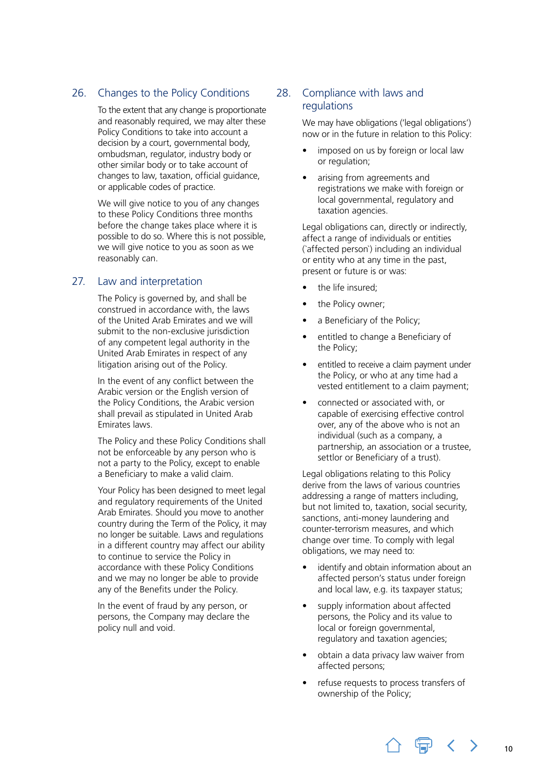## 26. Changes to the Policy Conditions

To the extent that any change is proportionate and reasonably required, we may alter these Policy Conditions to take into account a decision by a court, governmental body, ombudsman, regulator, industry body or other similar body or to take account of changes to law, taxation, official guidance, or applicable codes of practice.

We will give notice to you of any changes to these Policy Conditions three months before the change takes place where it is possible to do so. Where this is not possible, we will give notice to you as soon as we reasonably can.

## 27. Law and interpretation

The Policy is governed by, and shall be construed in accordance with, the laws of the United Arab Emirates and we will submit to the non-exclusive jurisdiction of any competent legal authority in the United Arab Emirates in respect of any litigation arising out of the Policy.

In the event of any conflict between the Arabic version or the English version of the Policy Conditions, the Arabic version shall prevail as stipulated in United Arab Emirates laws.

The Policy and these Policy Conditions shall not be enforceable by any person who is not a party to the Policy, except to enable a Beneficiary to make a valid claim.

Your Policy has been designed to meet legal and regulatory requirements of the United Arab Emirates. Should you move to another country during the Term of the Policy, it may no longer be suitable. Laws and regulations in a different country may affect our ability to continue to service the Policy in accordance with these Policy Conditions and we may no longer be able to provide any of the Benefits under the Policy.

In the event of fraud by any person, or persons, the Company may declare the policy null and void.

## 28. Compliance with laws and regulations

We may have obligations ('legal obligations') now or in the future in relation to this Policy:

- imposed on us by foreign or local law or regulation;
- arising from agreements and registrations we make with foreign or local governmental, regulatory and taxation agencies.

Legal obligations can, directly or indirectly, affect a range of individuals or entities (`affected person`) including an individual or entity who at any time in the past, present or future is or was:

- the life insured;
- the Policy owner;
- a Beneficiary of the Policy;
- entitled to change a Beneficiary of the Policy;
- entitled to receive a claim payment under the Policy, or who at any time had a vested entitlement to a claim payment;
- connected or associated with, or capable of exercising effective control over, any of the above who is not an individual (such as a company, a partnership, an association or a trustee, settlor or Beneficiary of a trust).

Legal obligations relating to this Policy derive from the laws of various countries addressing a range of matters including, but not limited to, taxation, social security, sanctions, anti-money laundering and counter-terrorism measures, and which change over time. To comply with legal obligations, we may need to:

- identify and obtain information about an affected person's status under foreign and local law, e.g. its taxpayer status;
- supply information about affected persons, the Policy and its value to local or foreign governmental, regulatory and taxation agencies;
- obtain a data privacy law waiver from affected persons;
- refuse requests to process transfers of ownership of the Policy;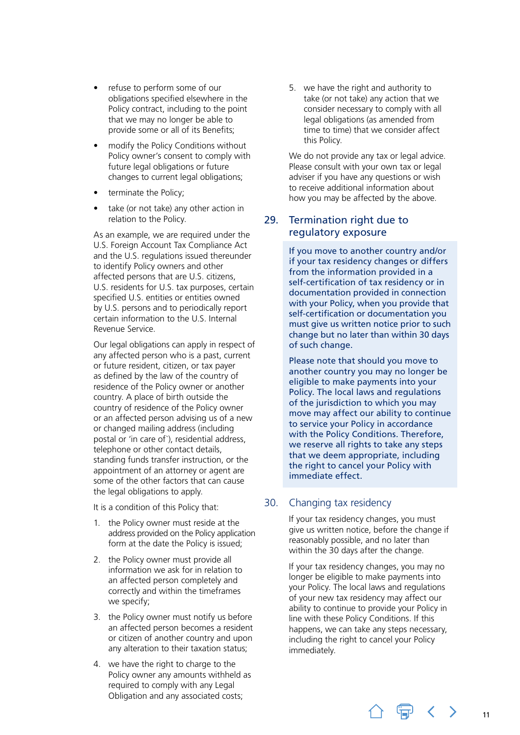- refuse to perform some of our obligations specified elsewhere in the Policy contract, including to the point that we may no longer be able to provide some or all of its Benefits;
- modify the Policy Conditions without Policy owner's consent to comply with future legal obligations or future changes to current legal obligations;
- terminate the Policy;
- take (or not take) any other action in relation to the Policy.

As an example, we are required under the U.S. Foreign Account Tax Compliance Act and the U.S. regulations issued thereunder to identify Policy owners and other affected persons that are U.S. citizens, U.S. residents for U.S. tax purposes, certain specified U.S. entities or entities owned by U.S. persons and to periodically report certain information to the U.S. Internal Revenue Service.

Our legal obligations can apply in respect of any affected person who is a past, current or future resident, citizen, or tax payer as defined by the law of the country of residence of the Policy owner or another country. A place of birth outside the country of residence of the Policy owner or an affected person advising us of a new or changed mailing address (including postal or 'in care of`), residential address, telephone or other contact details, standing funds transfer instruction, or the appointment of an attorney or agent are some of the other factors that can cause the legal obligations to apply.

It is a condition of this Policy that:

1. the Policy owner must reside at the address provided on the Policy application form at the date the Policy is issued;
2. the Policy owner must provide all information we ask for in relation to an affected person completely and correctly and within the timeframes we specify;
3. the Policy owner must notify us before an affected person becomes a resident or citizen of another country and upon any alteration to their taxation status;
4. we have the right to charge to the Policy owner any amounts withheld as required to comply with any Legal Obligation and any associated costs;
5. we have the right and authority to take (or not take) any action that we consider necessary to comply with all legal obligations (as amended from time to time) that we consider affect this Policy.

We do not provide any tax or legal advice. Please consult with your own tax or legal adviser if you have any questions or wish to receive additional information about how you may be affected by the above.

## 29. Termination right due to regulatory exposure

If you move to another country and/or if your tax residency changes or differs from the information provided in a self-certification of tax residency or in documentation provided in connection with your Policy, when you provide that self-certification or documentation you must give us written notice prior to such change but no later than within 30 days of such change.

Please note that should you move to another country you may no longer be eligible to make payments into your Policy. The local laws and regulations of the jurisdiction to which you may move may affect our ability to continue to service your Policy in accordance with the Policy Conditions. Therefore, we reserve all rights to take any steps that we deem appropriate, including the right to cancel your Policy with immediate effect.

## 30. Changing tax residency

If your tax residency changes, you must give us written notice, before the change if reasonably possible, and no later than within the 30 days after the change.

If your tax residency changes, you may no longer be eligible to make payments into your Policy. The local laws and regulations of your new tax residency may affect our ability to continue to provide your Policy in line with these Policy Conditions. If this happens, we can take any steps necessary, including the right to cancel your Policy immediately.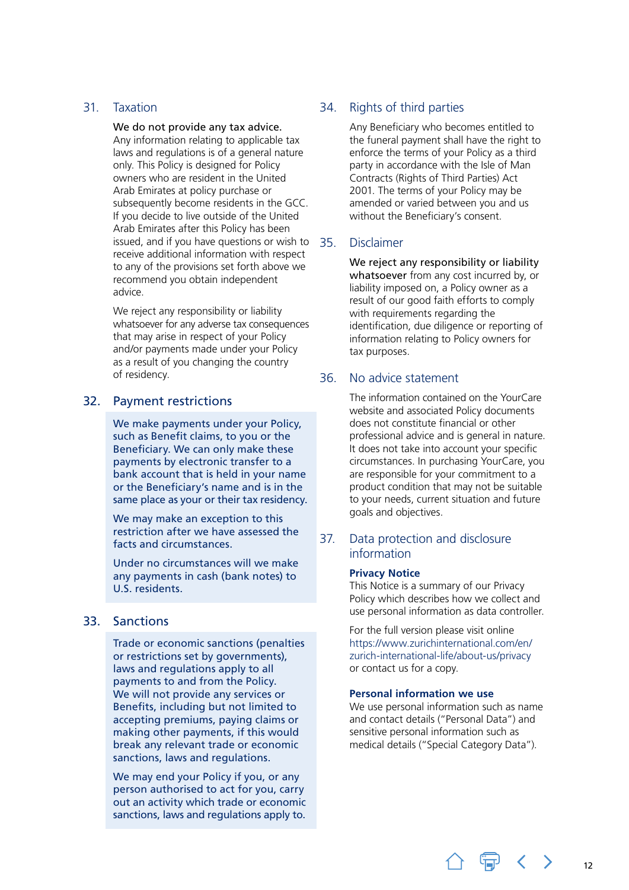## 31. Taxation

**We do not provide any tax advice.** Any information relating to applicable tax laws and regulations is of a general nature only. This Policy is designed for Policy owners who are resident in the United Arab Emirates at policy purchase or subsequently become residents in the GCC. If you decide to live outside of the United Arab Emirates after this Policy has been issued, and if you have questions or wish to receive additional information with respect to any of the provisions set forth above we recommend you obtain independent advice.

We reject any responsibility or liability whatsoever for any adverse tax consequences that may arise in respect of your Policy and/or payments made under your Policy as a result of you changing the country of residency.

## 32. Payment restrictions

We make payments under your Policy, such as Benefit claims, to you or the Beneficiary. We can only make these payments by electronic transfer to a bank account that is held in your name or the Beneficiary's name and is in the same place as your or their tax residency.

We may make an exception to this restriction after we have assessed the facts and circumstances.

Under no circumstances will we make any payments in cash (bank notes) to U.S. residents.

## 33. Sanctions

Trade or economic sanctions (penalties or restrictions set by governments), laws and regulations apply to all payments to and from the Policy. We will not provide any services or Benefits, including but not limited to accepting premiums, paying claims or making other payments, if this would break any relevant trade or economic sanctions, laws and regulations.

We may end your Policy if you, or any person authorised to act for you, carry out an activity which trade or economic sanctions, laws and regulations apply to.

## 34. Rights of third parties

Any Beneficiary who becomes entitled to the funeral payment shall have the right to enforce the terms of your Policy as a third party in accordance with the Isle of Man Contracts (Rights of Third Parties) Act 2001. The terms of your Policy may be amended or varied between you and us without the Beneficiary's consent.

## 35. Disclaimer

**We reject any responsibility or liability whatsoever** from any cost incurred by, or liability imposed on, a Policy owner as a result of our good faith efforts to comply with requirements regarding the identification, due diligence or reporting of information relating to Policy owners for tax purposes.

## 36. No advice statement

The information contained on the YourCare website and associated Policy documents does not constitute financial or other professional advice and is general in nature. It does not take into account your specific circumstances. In purchasing YourCare, you are responsible for your commitment to a product condition that may not be suitable to your needs, current situation and future goals and objectives.

## 37. Data protection and disclosure information

**Privacy Notice**
This Notice is a summary of our Privacy Policy which describes how we collect and use personal information as data controller.

For the full version please visit online https://www.zurichinternational.com/en/zurich-international-life/about-us/privacy or contact us for a copy.

**Personal information we use**
We use personal information such as name and contact details ("Personal Data") and sensitive personal information such as medical details ("Special Category Data").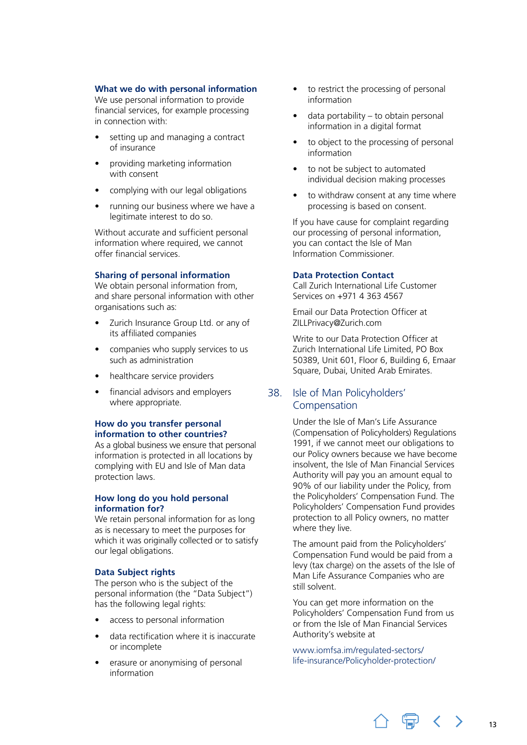### What we do with personal information

We use personal information to provide financial services, for example processing in connection with:

- setting up and managing a contract of insurance
- providing marketing information with consent
- complying with our legal obligations
- running our business where we have a legitimate interest to do so.

Without accurate and sufficient personal information where required, we cannot offer financial services.

### Sharing of personal information

We obtain personal information from, and share personal information with other organisations such as:

- Zurich Insurance Group Ltd. or any of its affiliated companies
- companies who supply services to us such as administration
- healthcare service providers
- financial advisors and employers where appropriate.

### How do you transfer personal information to other countries?

As a global business we ensure that personal information is protected in all locations by complying with EU and Isle of Man data protection laws.

### How long do you hold personal information for?

We retain personal information for as long as is necessary to meet the purposes for which it was originally collected or to satisfy our legal obligations.

### Data Subject rights

The person who is the subject of the personal information (the "Data Subject") has the following legal rights:

- access to personal information
- data rectification where it is inaccurate or incomplete
- erasure or anonymising of personal information
- to restrict the processing of personal information
- data portability – to obtain personal information in a digital format
- to object to the processing of personal information
- to not be subject to automated individual decision making processes
- to withdraw consent at any time where processing is based on consent.

If you have cause for complaint regarding our processing of personal information, you can contact the Isle of Man Information Commissioner.

### Data Protection Contact

Call Zurich International Life Customer Services on +971 4 363 4567

Email our Data Protection Officer at ZILLPrivacy@Zurich.com

Write to our Data Protection Officer at Zurich International Life Limited, PO Box 50389, Unit 601, Floor 6, Building 6, Emaar Square, Dubai, United Arab Emirates.

## 38. Isle of Man Policyholders' Compensation

Under the Isle of Man's Life Assurance (Compensation of Policyholders) Regulations 1991, if we cannot meet our obligations to our Policy owners because we have become insolvent, the Isle of Man Financial Services Authority will pay you an amount equal to 90% of our liability under the Policy, from the Policyholders' Compensation Fund. The Policyholders' Compensation Fund provides protection to all Policy owners, no matter where they live.

The amount paid from the Policyholders' Compensation Fund would be paid from a levy (tax charge) on the assets of the Isle of Man Life Assurance Companies who are still solvent.

You can get more information on the Policyholders' Compensation Fund from us or from the Isle of Man Financial Services Authority's website at

www.iomfsa.im/regulated-sectors/life-insurance/Policyholder-protection/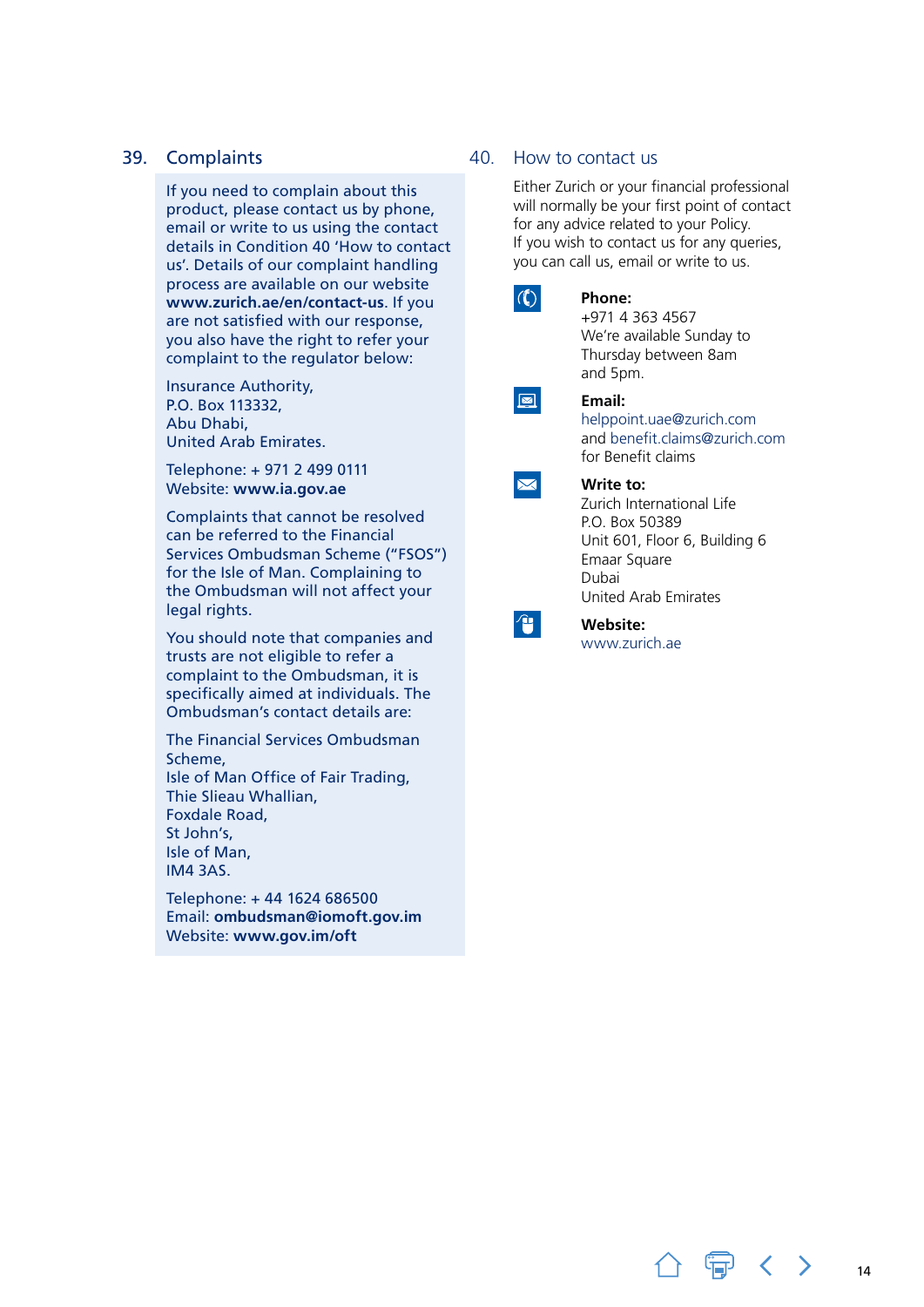## 39. Complaints

If you need to complain about this product, please contact us by phone, email or write to us using the contact details in Condition 40 'How to contact us'. Details of our complaint handling process are available on our website **www.zurich.ae/en/contact-us**. If you are not satisfied with our response, you also have the right to refer your complaint to the regulator below:

Insurance Authority,
P.O. Box 113332,
Abu Dhabi,
United Arab Emirates.

Telephone: + 971 2 499 0111
Website: **www.ia.gov.ae**

Complaints that cannot be resolved can be referred to the Financial Services Ombudsman Scheme ("FSOS") for the Isle of Man. Complaining to the Ombudsman will not affect your legal rights.

You should note that companies and trusts are not eligible to refer a complaint to the Ombudsman, it is specifically aimed at individuals. The Ombudsman's contact details are:

The Financial Services Ombudsman Scheme,
Isle of Man Office of Fair Trading,
Thie Slieau Whallian,
Foxdale Road,
St John's,
Isle of Man,
IM4 3AS.

Telephone: + 44 1624 686500
Email: **ombudsman@iomoft.gov.im**
Website: **www.gov.im/oft**

## 40. How to contact us

Either Zurich or your financial professional will normally be your first point of contact for any advice related to your Policy.
If you wish to contact us for any queries, you can call us, email or write to us.

**Phone:**
+971 4 363 4567
We're available Sunday to Thursday between 8am and 5pm.

**Email:**
helppoint.uae@zurich.com
and benefit.claims@zurich.com
for Benefit claims

**Write to:**
Zurich International Life
P.O. Box 50389
Unit 601, Floor 6, Building 6
Emaar Square
Dubai
United Arab Emirates

**Website:**
www.zurich.ae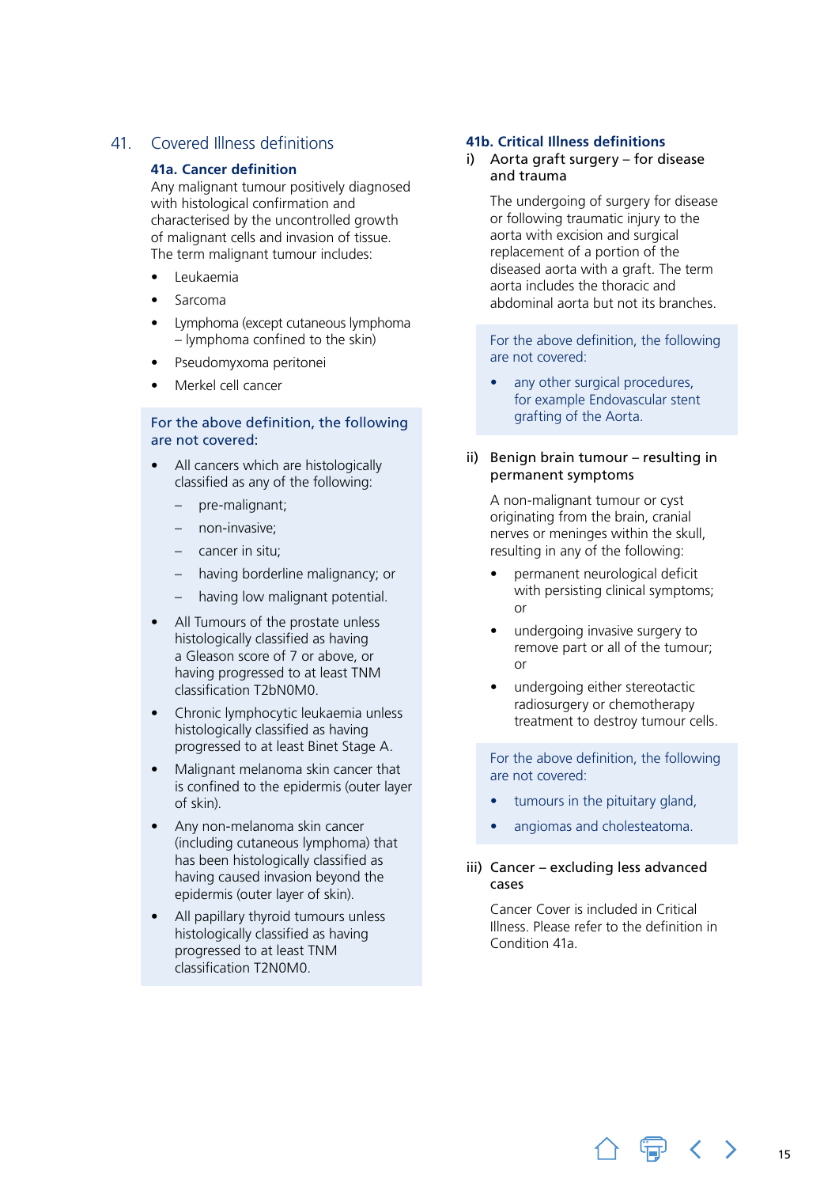## 41. Covered Illness definitions

### 41a. Cancer definition

Any malignant tumour positively diagnosed with histological confirmation and characterised by the uncontrolled growth of malignant cells and invasion of tissue. The term malignant tumour includes:

- Leukaemia
- Sarcoma
- Lymphoma (except cutaneous lymphoma – lymphoma confined to the skin)
- Pseudomyxoma peritonei
- Merkel cell cancer

For the above definition, the following are not covered:

- All cancers which are histologically classified as any of the following:
  - pre-malignant;
  - non-invasive;
  - cancer in situ;
  - having borderline malignancy; or
  - having low malignant potential.
- All Tumours of the prostate unless histologically classified as having a Gleason score of 7 or above, or having progressed to at least TNM classification T2bN0M0.
- Chronic lymphocytic leukaemia unless histologically classified as having progressed to at least Binet Stage A.
- Malignant melanoma skin cancer that is confined to the epidermis (outer layer of skin).
- Any non-melanoma skin cancer (including cutaneous lymphoma) that has been histologically classified as having caused invasion beyond the epidermis (outer layer of skin).
- All papillary thyroid tumours unless histologically classified as having progressed to at least TNM classification T2N0M0.

### 41b. Critical Illness definitions

**i) Aorta graft surgery – for disease and trauma**

The undergoing of surgery for disease or following traumatic injury to the aorta with excision and surgical replacement of a portion of the diseased aorta with a graft. The term aorta includes the thoracic and abdominal aorta but not its branches.

For the above definition, the following are not covered:

- any other surgical procedures, for example Endovascular stent grafting of the Aorta.

**ii) Benign brain tumour – resulting in permanent symptoms**

A non-malignant tumour or cyst originating from the brain, cranial nerves or meninges within the skull, resulting in any of the following:

- permanent neurological deficit with persisting clinical symptoms; or
- undergoing invasive surgery to remove part or all of the tumour; or
- undergoing either stereotactic radiosurgery or chemotherapy treatment to destroy tumour cells.

For the above definition, the following are not covered:

- tumours in the pituitary gland,
- angiomas and cholesteatoma.

**iii) Cancer – excluding less advanced cases**

Cancer Cover is included in Critical Illness. Please refer to the definition in Condition 41a.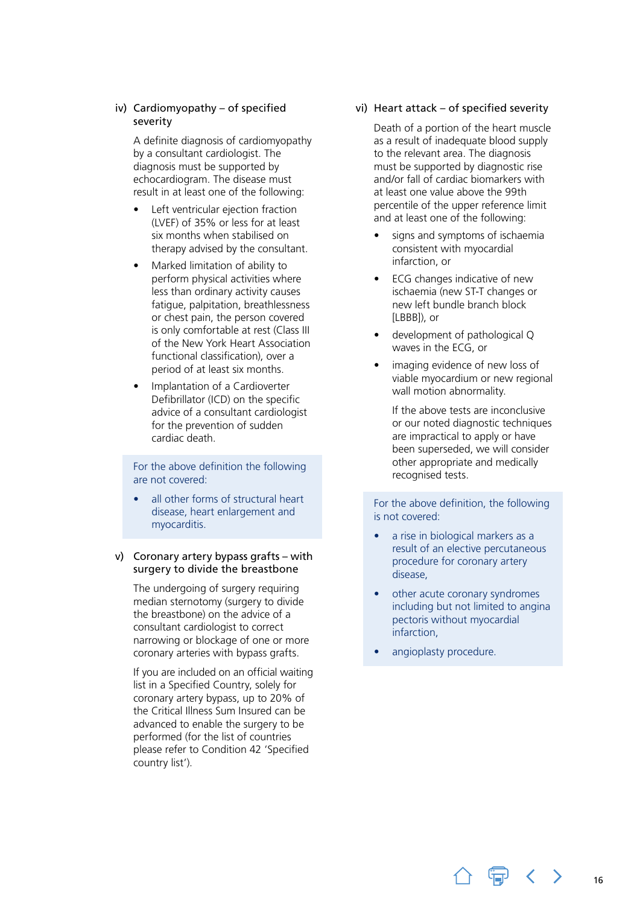### iv) Cardiomyopathy – of specified severity

A definite diagnosis of cardiomyopathy by a consultant cardiologist. The diagnosis must be supported by echocardiogram. The disease must result in at least one of the following:

- Left ventricular ejection fraction (LVEF) of 35% or less for at least six months when stabilised on therapy advised by the consultant.
- Marked limitation of ability to perform physical activities where less than ordinary activity causes fatigue, palpitation, breathlessness or chest pain, the person covered is only comfortable at rest (Class III of the New York Heart Association functional classification), over a period of at least six months.
- Implantation of a Cardioverter Defibrillator (ICD) on the specific advice of a consultant cardiologist for the prevention of sudden cardiac death.

For the above definition the following are not covered:

- all other forms of structural heart disease, heart enlargement and myocarditis.

### v) Coronary artery bypass grafts – with surgery to divide the breastbone

The undergoing of surgery requiring median sternotomy (surgery to divide the breastbone) on the advice of a consultant cardiologist to correct narrowing or blockage of one or more coronary arteries with bypass grafts.

If you are included on an official waiting list in a Specified Country, solely for coronary artery bypass, up to 20% of the Critical Illness Sum Insured can be advanced to enable the surgery to be performed (for the list of countries please refer to Condition 42 'Specified country list').

### vi) Heart attack – of specified severity

Death of a portion of the heart muscle as a result of inadequate blood supply to the relevant area. The diagnosis must be supported by diagnostic rise and/or fall of cardiac biomarkers with at least one value above the 99th percentile of the upper reference limit and at least one of the following:

- signs and symptoms of ischaemia consistent with myocardial infarction, or
- ECG changes indicative of new ischaemia (new ST-T changes or new left bundle branch block [LBBB]), or
- development of pathological Q waves in the ECG, or
- imaging evidence of new loss of viable myocardium or new regional wall motion abnormality.

  If the above tests are inconclusive or our noted diagnostic techniques are impractical to apply or have been superseded, we will consider other appropriate and medically recognised tests.

For the above definition, the following is not covered:

- a rise in biological markers as a result of an elective percutaneous procedure for coronary artery disease,
- other acute coronary syndromes including but not limited to angina pectoris without myocardial infarction,
- angioplasty procedure.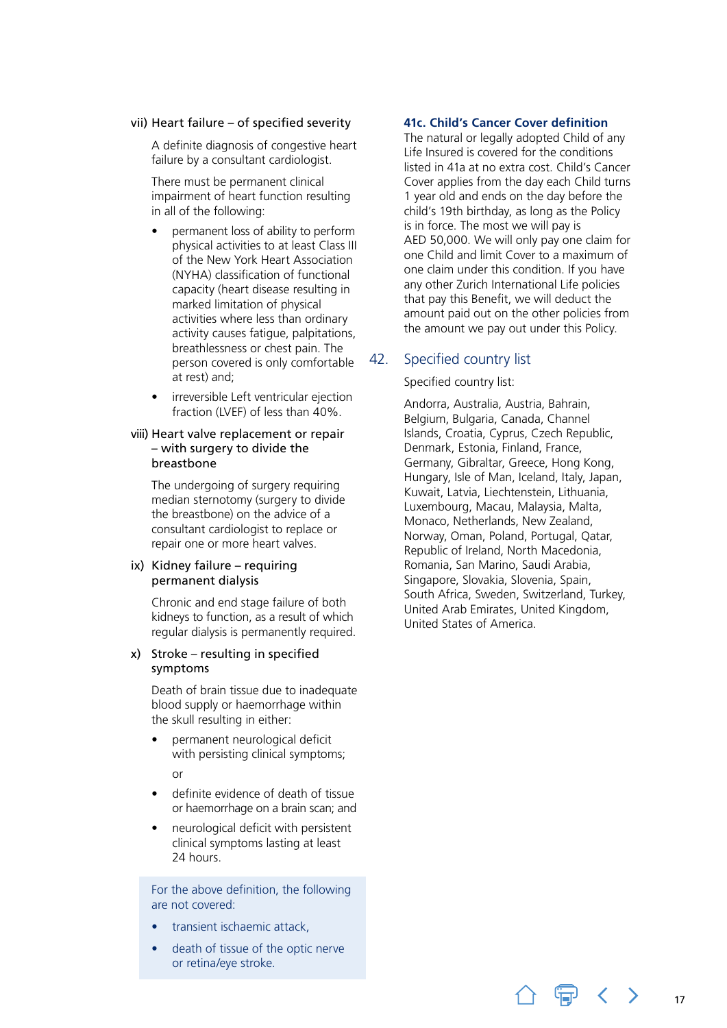vii) Heart failure – of specified severity

A definite diagnosis of congestive heart failure by a consultant cardiologist.

There must be permanent clinical impairment of heart function resulting in all of the following:

- permanent loss of ability to perform physical activities to at least Class III of the New York Heart Association (NYHA) classification of functional capacity (heart disease resulting in marked limitation of physical activities where less than ordinary activity causes fatigue, palpitations, breathlessness or chest pain. The person covered is only comfortable at rest) and;
- irreversible Left ventricular ejection fraction (LVEF) of less than 40%.

viii) Heart valve replacement or repair – with surgery to divide the breastbone

The undergoing of surgery requiring median sternotomy (surgery to divide the breastbone) on the advice of a consultant cardiologist to replace or repair one or more heart valves.

ix) Kidney failure – requiring permanent dialysis

Chronic and end stage failure of both kidneys to function, as a result of which regular dialysis is permanently required.

x) Stroke – resulting in specified symptoms

Death of brain tissue due to inadequate blood supply or haemorrhage within the skull resulting in either:

- permanent neurological deficit with persisting clinical symptoms;

  or

- definite evidence of death of tissue or haemorrhage on a brain scan; and
- neurological deficit with persistent clinical symptoms lasting at least 24 hours.

For the above definition, the following are not covered:

- transient ischaemic attack,
- death of tissue of the optic nerve or retina/eye stroke.

### 41c. Child's Cancer Cover definition

The natural or legally adopted Child of any Life Insured is covered for the conditions listed in 41a at no extra cost. Child's Cancer Cover applies from the day each Child turns 1 year old and ends on the day before the child's 19th birthday, as long as the Policy is in force. The most we will pay is AED 50,000. We will only pay one claim for one Child and limit Cover to a maximum of one claim under this condition. If you have any other Zurich International Life policies that pay this Benefit, we will deduct the amount paid out on the other policies from the amount we pay out under this Policy.

## 42. Specified country list

Specified country list:

Andorra, Australia, Austria, Bahrain, Belgium, Bulgaria, Canada, Channel Islands, Croatia, Cyprus, Czech Republic, Denmark, Estonia, Finland, France, Germany, Gibraltar, Greece, Hong Kong, Hungary, Isle of Man, Iceland, Italy, Japan, Kuwait, Latvia, Liechtenstein, Lithuania, Luxembourg, Macau, Malaysia, Malta, Monaco, Netherlands, New Zealand, Norway, Oman, Poland, Portugal, Qatar, Republic of Ireland, North Macedonia, Romania, San Marino, Saudi Arabia, Singapore, Slovakia, Slovenia, Spain, South Africa, Sweden, Switzerland, Turkey, United Arab Emirates, United Kingdom, United States of America.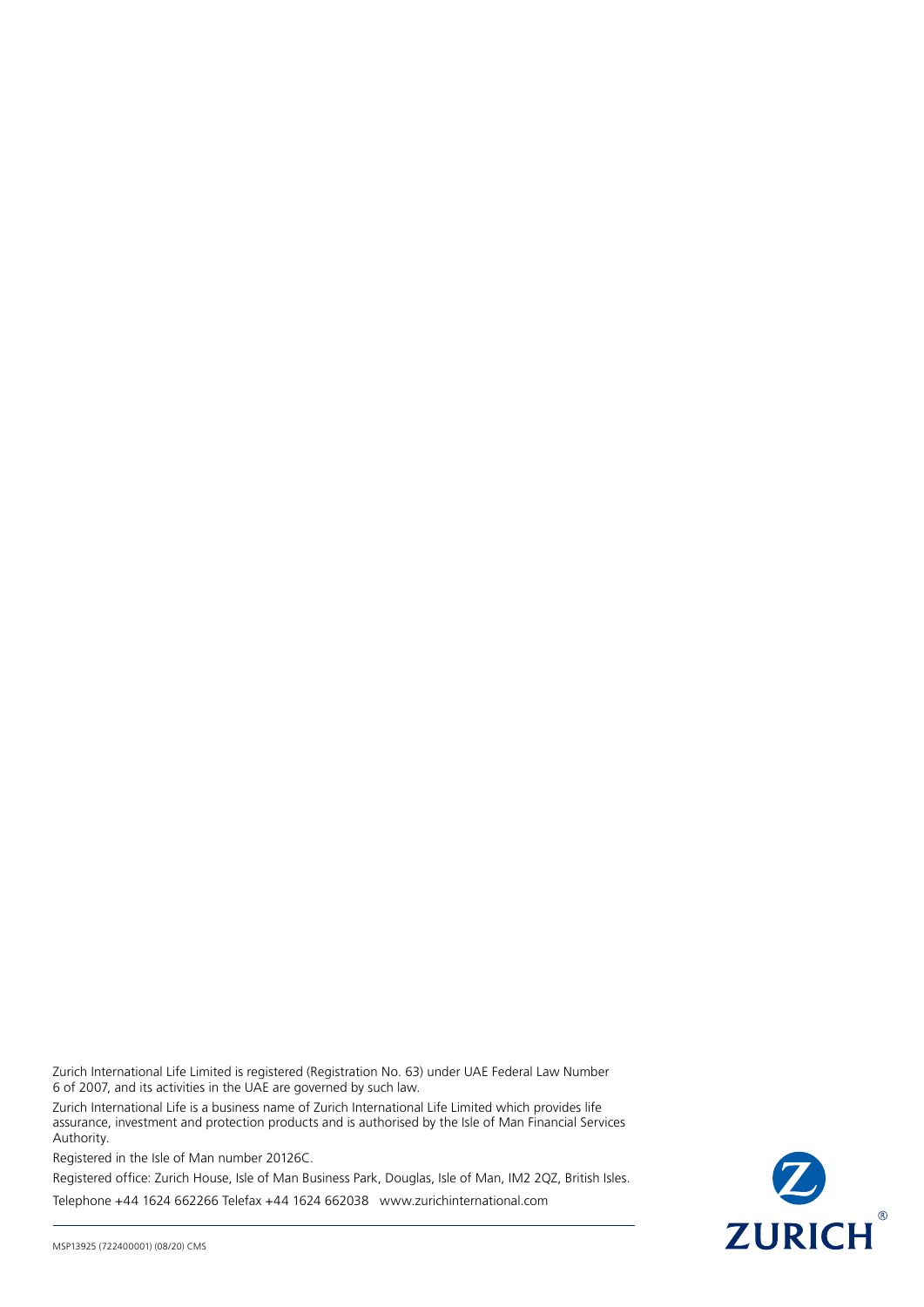Zurich International Life Limited is registered (Registration No. 63) under UAE Federal Law Number 6 of 2007, and its activities in the UAE are governed by such law.

Zurich International Life is a business name of Zurich International Life Limited which provides life assurance, investment and protection products and is authorised by the Isle of Man Financial Services Authority.

Registered in the Isle of Man number 20126C.

Registered office: Zurich House, Isle of Man Business Park, Douglas, Isle of Man, IM2 2QZ, British Isles.

Telephone +44 1624 662266 Telefax +44 1624 662038 www.zurichinternational.com

MSP13925 (722400001) (08/20) CMS

ZURICH®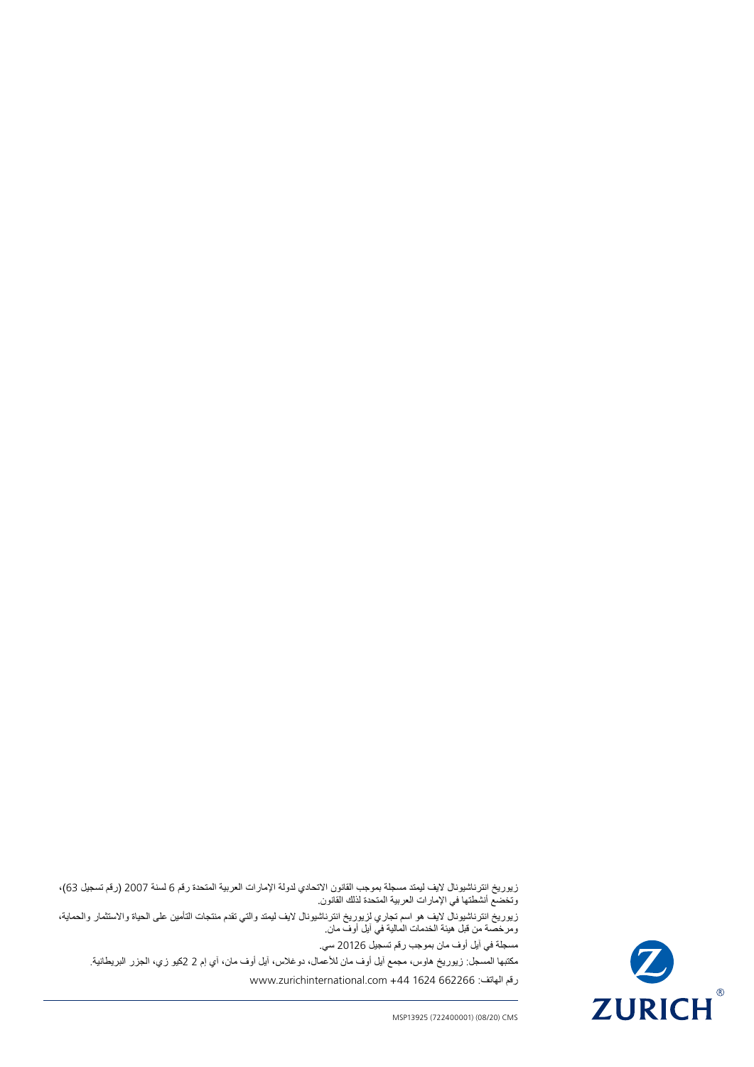زيوريخ انترناشيونال لايف ليمتد مسجلة بموجب القانون الاتحادي لدولة الإمارات العربية المتحدة رقم 6 لسنة 2007 (رقم تسجيل 63)، وتخضع أنشطتها في الإمارات العربية المتحدة لذلك القانون.

زيوريخ انترناشيونال لايف هو اسم تجاري لزيوريخ انترناشيونال لايف ليمتد والتي تقدم منتجات التأمين على الحياة والاستثمار والحماية، ومرخصة من قبل هيئة الخدمات المالية في آيل أوف مان.

مسجلة في آيل أوف مان بموجب رقم تسجيل 20126 سي.

مكتبها المسجل: زيوريخ هاوس، مجمع آيل أوف مان للأعمال، دوغلاس، آيل أوف مان، أي إم 2 2كيو زي، الجزر البريطانية.

رقم الهاتف: 662266 1624 44+ www.zurichinternational.com

MSP13925 (722400001) (08/20) CMS

ZURICH®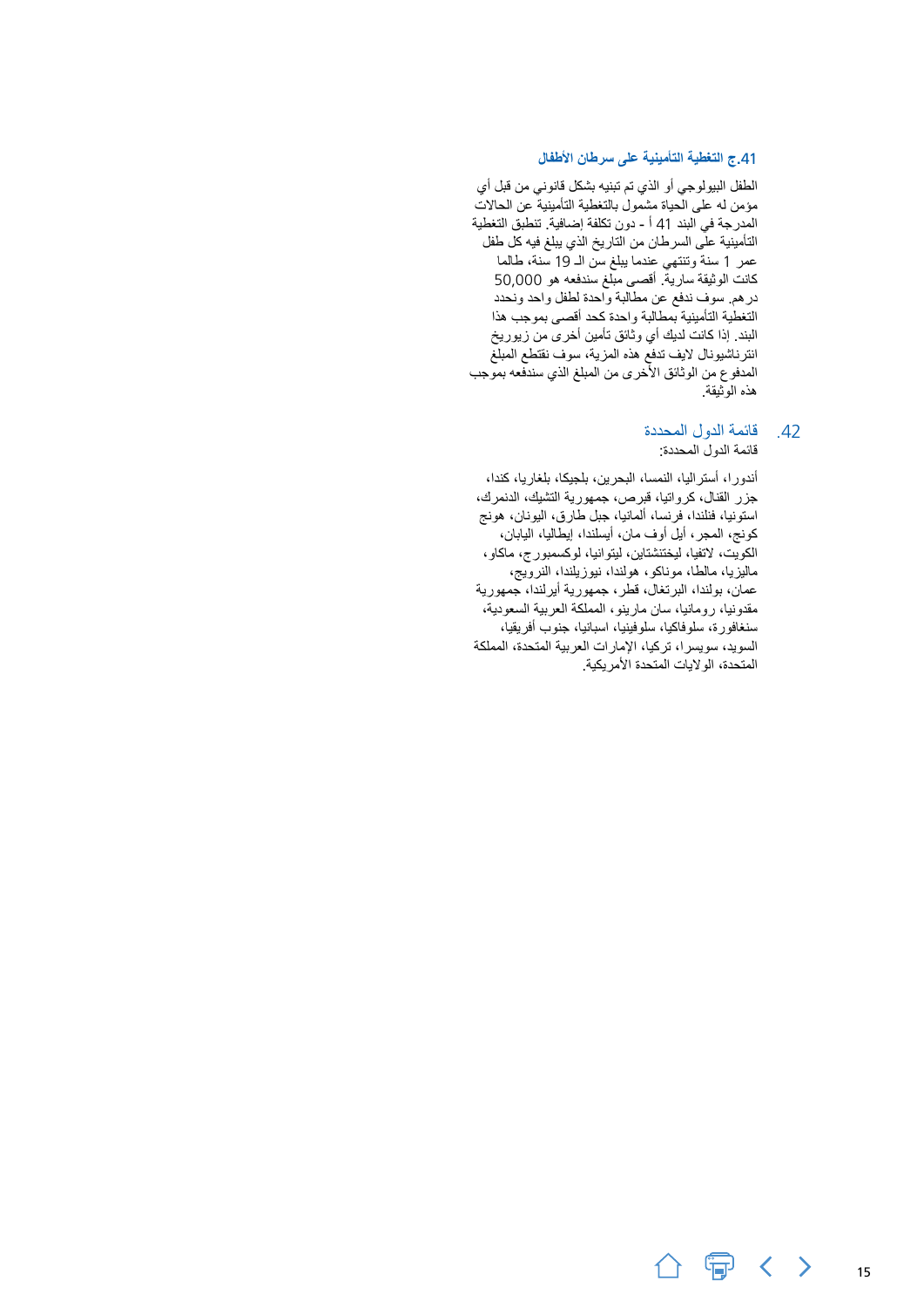### 41.ج التغطية التأمينية على سرطان الأطفال

الطفل البيولوجي أو الذي تم تبنيه بشكل قانوني من قبل أي مؤمن له على الحياة مشمول بالتغطية التأمينية عن الحالات المدرجة في البند 41 أ - دون تكلفة إضافية. تنطبق التغطية التأمينية على السرطان من التاريخ الذي يبلغ فيه كل طفل عمر 1 سنة وتنتهي عندما يبلغ سن الـ 19 سنة، طالما كانت الوثيقة سارية. أقصى مبلغ سندفعه هو 50,000 درهم. سوف ندفع عن مطالبة واحدة لطفل واحد ونحدد التغطية التأمينية بمطالبة واحدة كحد أقصى بموجب هذا البند. إذا كانت لديك أي وثائق تأمين أخرى من زيوريخ انترناشيونال لايف تدفع هذه المزية، سوف نقتطع المبلغ المدفوع من الوثائق الأخرى من المبلغ الذي سندفعه بموجب هذه الوثيقة.

## 42. قائمة الدول المحددة

قائمة الدول المحددة:

أندورا، أستراليا، النمسا، البحرين، بلجيكا، بلغاريا، كندا، جزر القنال، كرواتيا، قبرص، جمهورية التشيك، الدنمرك، استونيا، فنلندا، فرنسا، ألمانيا، جبل طارق، اليونان، هونج كونج، المجر، أيل أوف مان، أيسلندا، إيطاليا، اليابان، الكويت، لاتفيا، ليختنشتاين، ليتوانيا، لوكسمبورج، ماكاو، ماليزيا، مالطا، موناكو، هولندا، نيوزيلندا، النرويج، عمان، بولندا، البرتغال، قطر، جمهورية أيرلندا، جمهورية مقدونيا، رومانيا، سان مارينو، المملكة العربية السعودية، سنغافورة، سلوفاكيا، سلوفينيا، اسبانيا، جنوب أفريقيا، السويد، سويسرا، تركيا، الإمارات العربية المتحدة، المملكة المتحدة، الولايات المتحدة الأمريكية.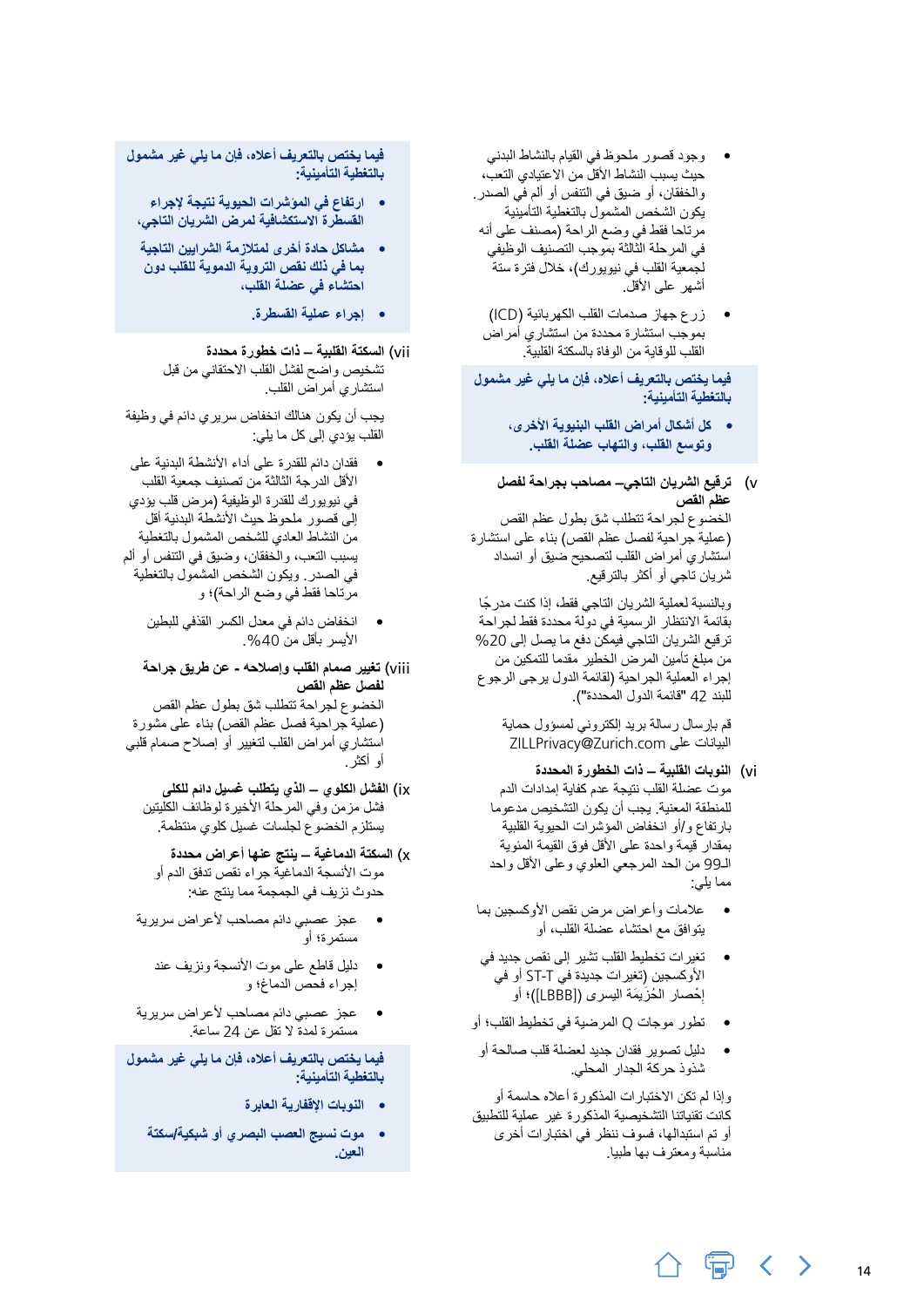- وجود قصور ملحوظ في القيام بالنشاط البدني حيث يسبب النشاط الأقل من الاعتيادي التعب، والخفقان، أو ضيق في التنفس أو ألم في الصدر. يكون الشخص المشمول بالتغطية التأمينية مرتاحا فقط في وضع الراحة (مصنف على أنه في المرحلة الثالثة بموجب التصنيف الوظيفي لجمعية القلب في نيويورك)، خلال فترة ستة أشهر على الأقل.
- زرع جهاز صدمات القلب الكهربائية (ICD) بموجب استشارة محددة من استشاري أمراض القلب للوقاية من الوفاة بالسكتة القلبية.

**فيما يختص بالتعريف أعلاه، فإن ما يلي غير مشمول بالتغطية التأمينية:**

- **كل أشكال أمراض القلب البنيوية الأخرى، وتوسع القلب، والتهاب عضلة القلب.**

**v) ترقيع الشريان التاجي– مصاحب بجراحة لفصل عظم القص**

الخضوع لجراحة تتطلب شق بطول عظم القص (عملية جراحية لفصل عظم القص) بناء على استشارة استشاري أمراض القلب لتصحيح ضيق أو انسداد شريان تاجي أو أكثر بالترقيع.

وبالنسبة لعملية الشريان التاجي فقط، إذا كنت مدرجًا بقائمة الانتظار الرسمية في دولة محددة فقط لجراحة ترقيع الشريان التاجي فيمكن دفع ما يصل إلى 20% من مبلغ تأمين المرض الخطير مقدما للتمكين من إجراء العملية الجراحية (لقائمة الدول يرجى الرجوع للبند 42 "قائمة الدول المحددة").

قم بإرسال رسالة بريد إلكتروني لمسؤول حماية البيانات على ZILLPrivacy@Zurich.com

**vi) النوبات القلبية – ذات الخطورة المحددة**

موت عضلة القلب نتيجة عدم كفاية إمدادات الدم للمنطقة المعنية. يجب أن يكون التشخيص مدعوما بارتفاع و/أو انخفاض المؤشرات الحيوية القلبية بمقدار قيمة واحدة على الأقل فوق القيمة المئوية الـ99 من الحد المرجعي العلوي وعلى الأقل واحد مما يلي:

- علامات وأعراض مرض نقص الأوكسجين بما يتوافق مع احتشاء عضلة القلب، أو
- تغيرات تخطيط القلب تشير إلى نقص جديد في الأوكسجين (تغيرات جديدة في ST-T أو في إحصار الحُزَيمَة اليسرى ([LBBB])؛ أو
- تطور موجات Q المرضية في تخطيط القلب؛ أو
- دليل تصوير فقدان جديد لعضلة قلب صالحة أو شذوذ حركة الجدار المحلي.

وإذا لم تكن الاختبارات المذكورة أعلاه حاسمة أو كانت تقنياتنا التشخيصية المذكورة غير عملية للتطبيق أو تم استبدالها، فسوف ننظر في اختبارات أخرى مناسبة ومعترف بها طبيا.

**فيما يختص بالتعريف أعلاه، فإن ما يلي غير مشمول بالتغطية التأمينية:**

- **ارتفاع في المؤشرات الحيوية نتيجة لإجراء القسطرة الاستكشافية لمرض الشريان التاجي،**
- **مشاكل حادة أخرى لمتلازمة الشرايين التاجية بما في ذلك نقص التروية الدموية للقلب دون احتشاء في عضلة القلب،**
- **إجراء عملية القسطرة.**

**vii) السكتة القلبية – ذات خطورة محددة**

تشخيص واضح لفشل القلب الاحتقاني من قبل استشاري أمراض القلب.

يجب أن يكون هناك انخفاض سريري دائم في وظيفة القلب يؤدي إلى كل ما يلي:

- فقدان دائم للقدرة على أداء الأنشطة البدنية على الأقل الدرجة الثالثة من تصنيف جمعية القلب في نيويورك للقدرة الوظيفية (مرض قلب يؤدي إلى قصور ملحوظ حيث الأنشطة البدنية أقل من النشاط العادي للشخص المشمول بالتغطية بسبب التعب، والخفقان، وضيق في التنفس أو ألم في الصدر. ويكون الشخص المشمول بالتغطية مرتاحا فقط في وضع الراحة)؛ و
- انخفاض دائم في معدل الكسر القذفي للبطين الأيسر بأقل من 40%.

**viii) تغيير صمام القلب وإصلاحه - عن طريق جراحة لفصل عظم القص**

الخضوع لجراحة تتطلب شق بطول عظم القص (عملية جراحية فصل عظم القص) بناء على مشورة استشاري أمراض القلب لتغيير أو إصلاح صمام قلبي أو أكثر.

**ix) الفشل الكلوي – الذي يتطلب غسيل دائم للكلى**

فشل مزمن في المرحلة الأخيرة لوظائف الكليتين يستلزم الخضوع لجلسات غسيل كلوي منتظمة.

**x) السكتة الدماغية – ينتج عنها أعراض محددة**

موت الأنسجة الدماغية جراء نقص تدفق الدم أو حدوث نزيف في الجمجمة مما ينتج عنه:

- عجز عصبي دائم مصاحب لأعراض سريرية مستمرة؛ أو
- دليل قاطع على موت الأنسجة ونزيف عند إجراء فحص الدماغ؛ و
- عجز عصبي دائم مصاحب لأعراض سريرية مستمرة لمدة لا تقل عن 24 ساعة.

**فيما يختص بالتعريف أعلاه، فإن ما يلي غير مشمول بالتغطية التأمينية:**

- **النوبات الإقفارية العابرة**
- **موت نسيج العصب البصري أو شبكية/سكتة العين.**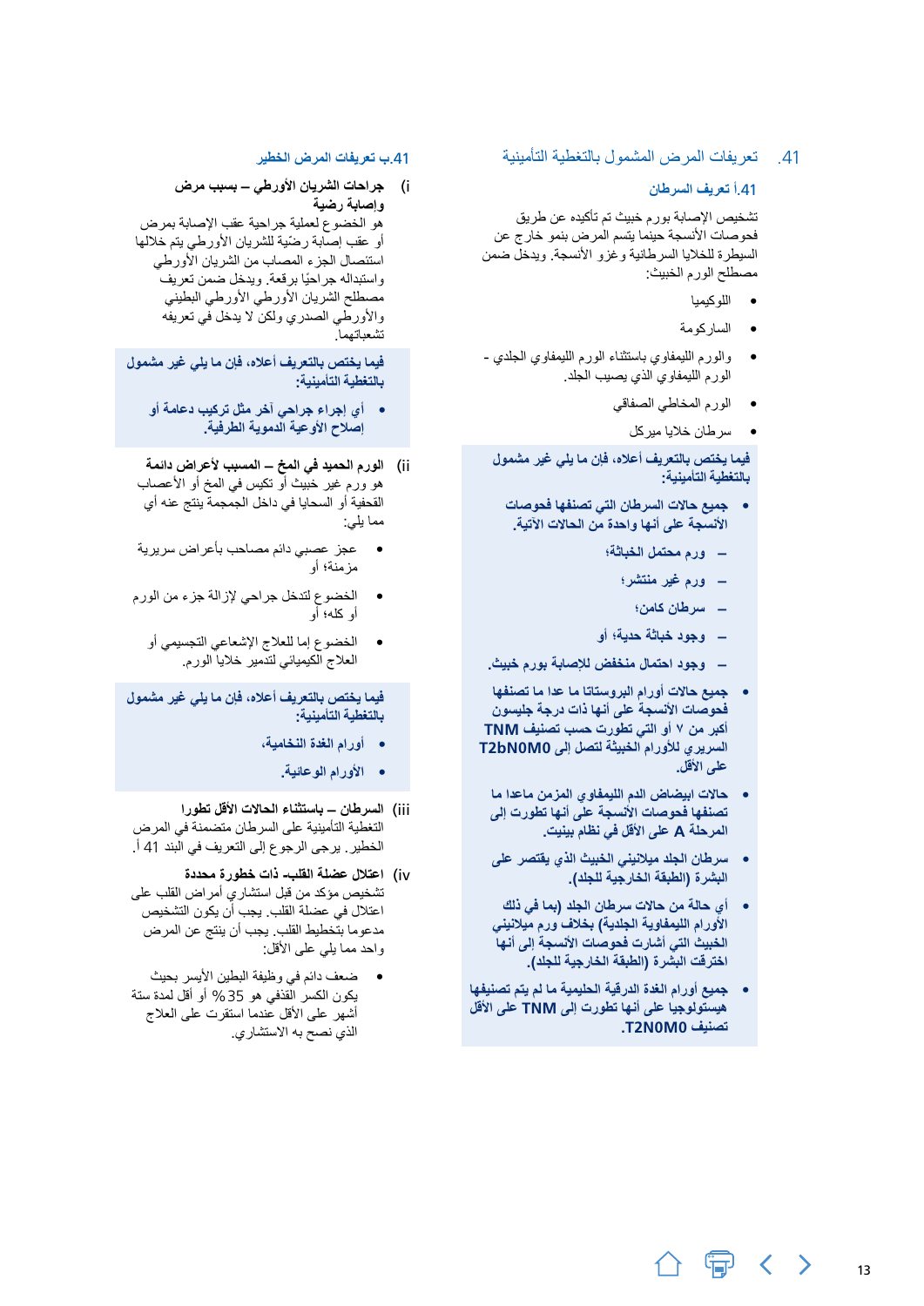## 41. تعريفات المرض المشمول بالتغطية التأمينية

### 41.أ تعريف السرطان

تشخيص الإصابة بورم خبيث تم تأكيده عن طريق فحوصات الأنسجة حينما يتسم المرض بنمو خارج عن السيطرة للخلايا السرطانية وغزو الأنسجة. ويدخل ضمن مصطلح الورم الخبيث:

- اللوكيميا
- الساركومة
- والورم الليمفاوي باستثناء الورم الليمفاوي الجلدي - الورم الليمفاوي الذي يصيب الجلد.
- الورم المخاطي الصفاقي
- سرطان خلايا ميركل

**فيما يختص بالتعريف أعلاه، فإن ما يلي غير مشمول بالتغطية التأمينية:**

- **جميع حالات السرطان التي تصنفها فحوصات الأنسجة على أنها واحدة من الحالات الآتية:**
  - **ورم محتمل الخباثة؛**
  - **ورم غير منتشر؛**
  - **سرطان كامن؛**
  - **وجود خباثة حدية؛ أو**
  - **وجود احتمال منخفض للإصابة بورم خبيث.**
- **جميع حالات أورام البروستاتا ما عدا ما تصنفها فحوصات الأنسجة على أنها ذات درجة جليسون أكبر من ٧ أو التي تطورت حسب تصنيف TNM السريري للأورام الخبيثة لتصل إلى T2bN0M0 على الأقل.**
- **حالات ابيضاض الدم الليمفاوي المزمن ما عدا ما تصنفها فحوصات الأنسجة على أنها تطورت إلى المرحلة A على الأقل في نظام بينيت.**
- **سرطان الجلد ميلانيني الخبيث الذي يقتصر على البشرة (الطبقة الخارجية للجلد).**
- **أي حالة من حالات سرطان الجلد (بما في ذلك الأورام الليمفاوية الجلدية) بخلاف ورم ميلانيني الخبيث التي أشارت فحوصات الأنسجة إلى أنها اخترقت البشرة (الطبقة الخارجية للجلد).**
- **جميع أورام الغدة الدرقية الحليمية ما لم يتم تصنيفها هيستولوجيا على أنها تطورت إلى TNM على الأقل تصنيف T2N0M0.**

### 41.ب تعريفات المرض الخطر

**i) جراحات الشريان الأورطي – بسبب مرض وإصابة رضية**

هو الخضوع لعملية جراحية عقب الإصابة بمرض أو عقب إصابة رضّية للشريان الأورطي يتم خلالها استئصال الجزء المصاب من الشريان الأورطي واستبداله جراحيًا برقعة. ويدخل ضمن تعريف مصطلح الشريان الأورطي البطيني والأورطي الصدري ولكن لا يدخل في تعريفه تشعباتها.

**فيما يختص بالتعريف أعلاه، فإن ما يلي غير مشمول بالتغطية التأمينية:**

- **أي إجراء جراحي آخر مثل تركيب دعامة أو إصلاح الأوعية الدموية الطرفية.**

**ii) الورم الحميد في المخ – المسبب لأعراض دائمة**

هو ورم غير خبيث أو تكيس في المخ أو الأعصاب القحفية أو السحايا في داخل الجمجمة ينتج عنه أي مما يلي:

- عجز عصبي دائم مصاحب بأعراض سريرية مزمنة؛ أو
- الخضوع لتدخل جراحي لإزالة جزء من الورم أو كله؛ أو
- الخضوع إما للعلاج الإشعاعي التجسيمي أو العلاج الكيميائي لتدمير خلايا الورم.

**فيما يختص بالتعريف أعلاه، فإن ما يلي غير مشمول بالتغطية التأمينية:**

- **أورام الغدة النخامية،**
- **الأورام الوعائية.**

**iii) السرطان – باستثناء الحالات الأقل تطورا**

التغطية التأمينية على السرطان متضمنة في المرض الخطير. يرجى الرجوع إلى التعريف في البند 41 أ.

**iv) اعتلال عضلة القلب- ذات خطورة محددة**

تشخيص مؤكد من قبل استشاري أمراض القلب على اعتلال في عضلة القلب. يجب أن يكون التشخيص مدعوما بتخطيط القلب. يجب أن ينتج عن المرض واحد مما يلي على الأقل:

- ضعف دائم في وظيفة البطين الأيسر بحيث يكون الكسر القذفي هو 35 % أو أقل لمدة ستة أشهر على الأقل عندما استقرت على العلاج الذي نصح به الاستشاري.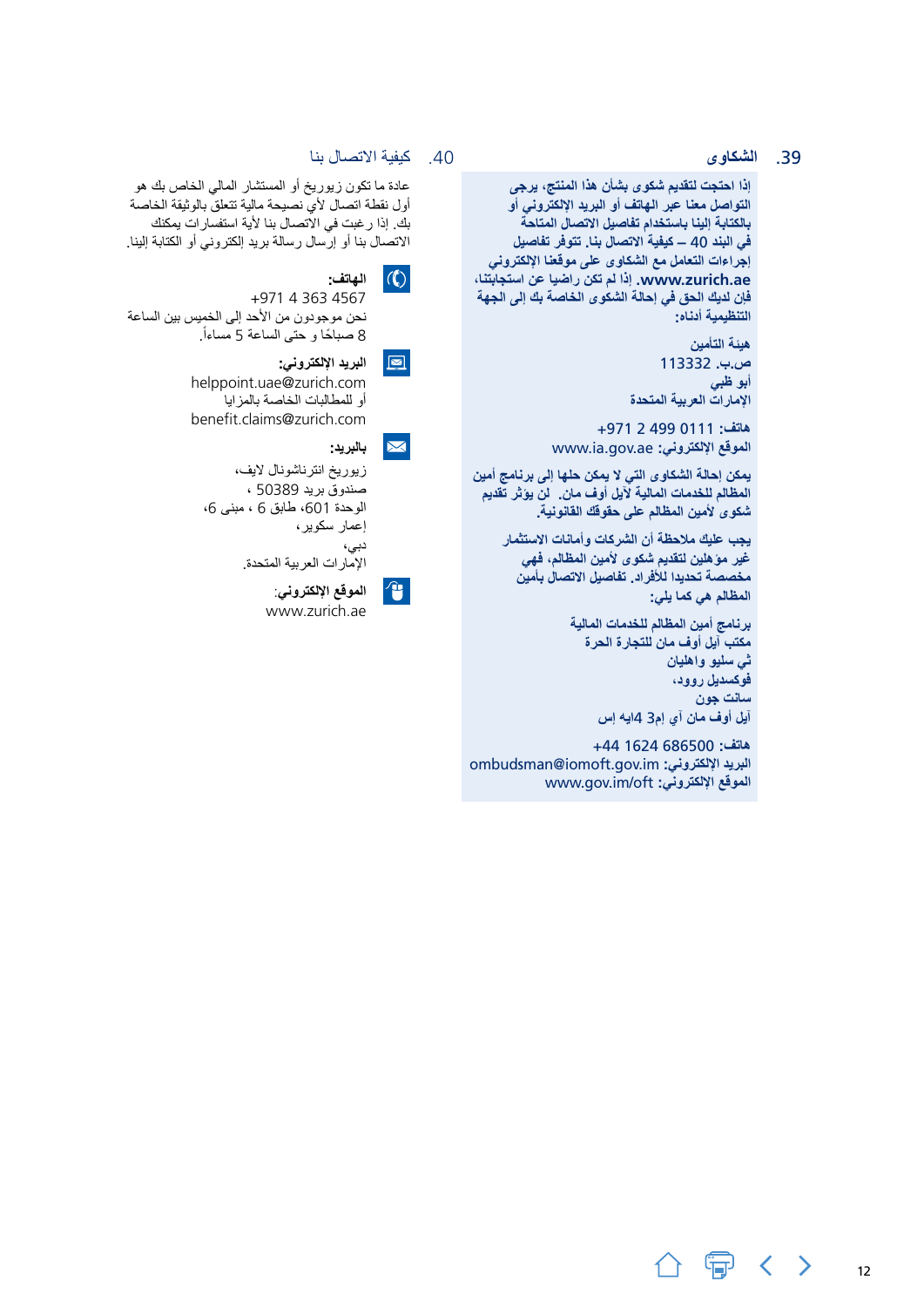## 39. الشكاوى

**إذا احتجت لتقديم شكوى بشأن هذا المنتج، يرجى التواصل معنا عبر الهاتف أو البريد الإلكتروني أو بالكتابة إلينا باستخدام تفاصيل الاتصال المتاحة في البند 40 – كيفية الاتصال بنا. تتوفر تفاصيل إجراءات التعامل مع الشكاوى على موقعنا الإلكتروني www.zurich.ae. إذا لم تكن راضيا عن استجابتنا، فإن لديك الحق في إحالة الشكوى الخاصة بك إلى الجهة التنظيمية أدناه:**

هيئة التأمين
ص.ب. 113332
أبو ظبي
الإمارات العربية المتحدة

**هاتف:** 0111 499 2 971+
**الموقع الإلكتروني:** www.ia.gov.ae

**يمكن إحالة الشكاوى التي لا يمكن حلها إلى برنامج أمين المظالم للخدمات المالية لآيل أوف مان. لن يؤثر تقديم شكوى لأمين المظالم على حقوقك القانونية.**

**يجب عليك ملاحظة أن الشركات وأمانات الاستثمار غير مؤهلين لتقديم شكوى لأمين المظالم، فهي مخصصة تحديدا للأفراد. تفاصيل الاتصال بأمين المظالم هي كما يلي:**

**برنامج أمين المظالم للخدمات المالية**
**مكتب آيل أوف مان للتجارة الحرة**
**ثي سليو واهليان**
**فوكسديل روود،**
**سانت جون**
**آيل أوف مان آي إم4 3إيه إس**

**هاتف:** 686500 1624 44+
**البريد الإلكتروني:** ombudsman@iomoft.gov.im
**الموقع الإلكتروني:** www.gov.im/oft

## 40. كيفية الاتصال بنا

عادة ما تكون زيوريخ أو المستشار المالي الخاص بك هو أول نقطة اتصال لأي نصيحة مالية تتعلق بالوثيقة الخاصة بك. إذا رغبت في الاتصال بنا لأية استفسارات يمكنك الاتصال بنا أو إرسال رسالة بريد إلكتروني أو الكتابة إلينا.

**الهاتف:**
4567 363 4 971+
نحن موجودون من الأحد إلى الخميس بين الساعة 8 صباحًا و حتى الساعة 5 مساءً.

**البريد الإلكتروني:**
helppoint.uae@zurich.com
أو للمطالبات الخاصة بالمزايا
benefit.claims@zurich.com

**بالبريد:**
زيوريخ انترناشونال لايف،
صندوق بريد 50389 ،
الوحدة 601، طابق 6 ، مبنى 6،
إعمار سكوير،
دبي،
الإمارات العربية المتحدة.

**الموقع الإلكتروني:**
www.zurich.ae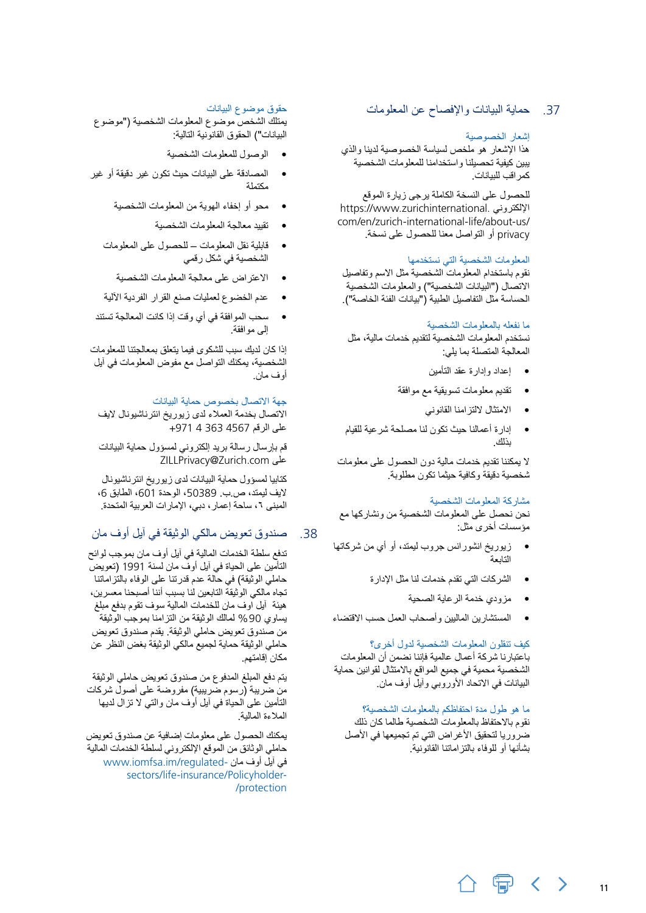## 37. حماية البيانات والإفصاح عن المعلومات

### إشعار الخصوصية

هذا الإشعار هو ملخص لسياسة الخصوصية لدينا والذي يبين كيفية تحصيلنا واستخدامنا للمعلومات الشخصية كمراقب للبيانات.

للحصول على النسخة الكاملة يرجى زيارة الموقع الإلكتروني https://www.zurichinternational.com/en/zurich-international-life/about-us/privacy أو التواصل معنا للحصول على نسخة.

### المعلومات الشخصية التي نستخدمها

نقوم باستخدام المعلومات الشخصية مثل الاسم وتفاصيل الاتصال ("البيانات الشخصية") والمعلومات الشخصية الحساسة مثل التفاصيل الطبية ("بيانات الفئة الخاصة").

### ما نفعله بالمعلومات الشخصية

نستخدم المعلومات الشخصية لتقديم خدمات مالية، مثل المعالجة المتصلة بما يلي:

- إعداد وإدارة عقد التأمين
- تقديم معلومات تسويقية مع موافقة
- الامتثال لالتزامنا القانوني
- إدارة أعمالنا حيث تكون لنا مصلحة شرعية للقيام بذلك.

لا يمكننا تقديم خدمات مالية دون الحصول على معلومات شخصية دقيقة وكافية حيثما تكون مطلوبة.

### مشاركة المعلومات الشخصية

نحن نحصل على المعلومات الشخصية من ونشاركها مع مؤسسات أخرى مثل:

- زيوريخ انشورانس جروب ليمتد، أو أي من شركاتها التابعة
- الشركات التي تقدم لنا خدمات الإدارة
- مزودي خدمة الرعاية الصحية
- المستشارين الماليين وأصحاب العمل حسب الاقتضاء

### كيف تنتقل المعلومات الشخصية لدول أخرى؟

باعتبارنا شركة أعمال عالمية فإننا نضمن أن المعلومات الشخصية محمية في جميع المواقع بالامتثال لقوانين حماية البيانات في الاتحاد الأوروبي وآيل أوف مان.

### ما هو طول مدة احتفاظنا بالمعلومات الشخصية؟

نقوم بالاحتفاظ بالمعلومات الشخصية طالما كان ذلك ضروريا لتحقيق الأغراض التي تم تجميعها في الأصل بشأنها أو للوفاء بالتزاماتنا القانونية.

### حقوق موضوع البيانات

يمتلك الشخص موضوع المعلومات الشخصية ("موضوع البيانات") الحقوق القانونية التالية:

- الوصول للمعلومات الشخصية
- المصادقة على البيانات حيث تكون غير دقيقة أو غير مكتملة
- محو أو إخفاء الهوية من المعلومات الشخصية
- تقييد معالجة المعلومات الشخصية
- قابلية نقل المعلومات – للحصول على المعلومات الشخصية في شكل رقمي
- الاعتراض على معالجة المعلومات الشخصية
- عدم الخضوع لعمليات صنع القرار الفردية الآلية
- سحب الموافقة في أي وقت إذا كانت المعالجة تستند إلى موافقة.

إذا كان لديك سبب للشكوى فيما يتعلق بمعالجتنا للمعلومات الشخصية، يمكنك التواصل مع مفوض المعلومات في آيل أوف مان.

### جهة الاتصال بخصوص حماية البيانات

الاتصال بخدمة العملاء لدى زيوريخ انترناشيونال لايف على الرقم 4567 363 4 971+

قم بإرسال رسالة بريد إلكتروني لمسؤول حماية البيانات على ZILLPrivacy@Zurich.com

كتابيا لمسؤول حماية البيانات لدى زيوريخ انترناشيونال لايف ليمتد، ص.ب. 50389، الوحدة 601، الطابق 6، المبنى ٦، ساحة إعمار، دبي، الإمارات العربية المتحدة.

## 38. صندوق تعويض مالكي الوثيقة في آيل أوف مان

تدفع سلطة الخدمات المالية في آيل أوف مان بموجب لوائح التأمين على الحياة في آيل أوف مان لسنة 1991 (تعويض حاملي الوثيقة) في حالة عدم قدرتنا على الوفاء بالتزاماتنا تجاه مالكي الوثيقة التابعين لنا بسبب أننا أصبحنا معسرين، هيئة آيل أوف مان للخدمات المالية سوف تقوم بدفع مبلغ يساوي 90% لمالك الوثيقة من التزاماتنا بموجب الوثيقة من صندوق تعويض حاملي الوثيقة. يقدم صندوق تعويض حاملي الوثيقة حماية لجميع مالكي الوثيقة بغض النظر عن مكان إقامتهم.

يتم دفع المبلغ المدفوع من صندوق تعويض حاملي الوثيقة من ضريبة (رسوم ضريبية) مفروضة على أصول شركات التأمين على الحياة في آيل أوف مان والتي لا تزال لديها الملاءة المالية.

يمكنك الحصول على معلومات إضافية عن صندوق تعويض حاملي الوثائق من الموقع الإلكتروني لسلطة الخدمات المالية في آيل أوف مان www.iomfsa.im/regulated-sectors/life-insurance/Policyholder-protection/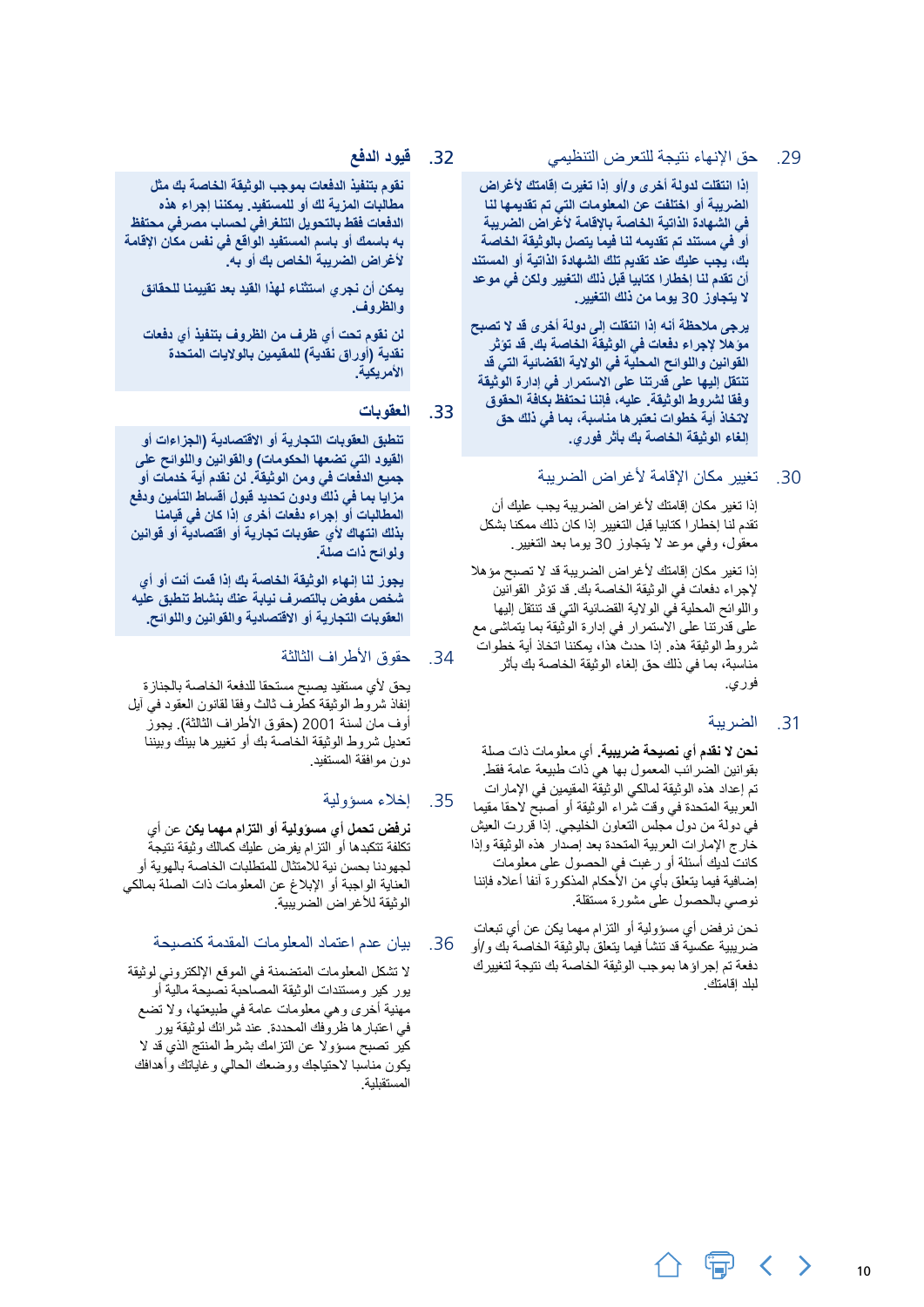## 29. حق الإنهاء نتيجة للتعرض التنظيمي

**إذا انتقلت لدولة أخرى و/أو إذا تغيرت إقامتك لأغراض الضريبة أو اختلفت عن المعلومات التي تم تقديمها لنا في الشهادة الذاتية الخاصة بالإقامة لأغراض الضريبة أو في مستند تم تقديمه لنا فيما يتصل بالوثيقة الخاصة بك، يجب عليك عند تقديم تلك الشهادة الذاتية أو المستند أن تقدم لنا إخطارا كتابيا قبل ذلك التغيير ولكن في موعد لا يتجاوز 30 يوما من ذلك التغيير.**

**يرجى ملاحظة أنه إذا انتقلت إلى دولة أخرى قد لا تصبح مؤهلا لإجراء دفعات في الوثيقة الخاصة بك. قد تؤثر القوانين واللوائح المحلية في الولاية القضائية التي قد تنتقل إليها على قدرتنا على الاستمرار في إدارة الوثيقة وفقا لشروط الوثيقة. عليه، فإننا نحتفظ بكافة الحقوق لاتخاذ أية خطوات نعتبرها مناسبة، بما في ذلك حق إلغاء الوثيقة الخاصة بك بأثر فوري.**

## 30. تغيير مكان الإقامة لأغراض الضريبة

إذا تغير مكان إقامتك لأغراض الضريبة يجب عليك أن تقدم لنا إخطارا كتابيا قبل التغيير إذا كان ذلك ممكنا بشكل معقول، وفي موعد لا يتجاوز 30 يوما بعد التغيير.

إذا تغير مكان إقامتك لأغراض الضريبة قد لا تصبح مؤهلا لإجراء دفعات في الوثيقة الخاصة بك. قد تؤثر القوانين واللوائح المحلية في الولاية القضائية التي قد تنتقل إليها على قدرتنا على الاستمرار في إدارة الوثيقة بما يتماشى مع شروط الوثيقة هذه. إذا حدث هذا، يمكننا اتخاذ أية خطوات مناسبة، بما في ذلك حق إلغاء الوثيقة الخاصة بك بأثر فوري.

## 31. الضريبة

**نحن لا نقدم أي نصيحة ضريبية.** أي معلومات ذات صلة بقوانين الضرائب المعمول بها هي ذات طبيعة عامة فقط. تم إعداد هذه الوثيقة لمالكي الوثيقة المقيمين في الإمارات العربية المتحدة في وقت شراء الوثيقة أو أصبح لاحقا مقيما في دولة من دول مجلس التعاون الخليجي. إذا قررت العيش خارج الإمارات العربية المتحدة بعد إصدار هذه الوثيقة وإذا كانت لديك أسئلة أو رغبت في الحصول على معلومات إضافية فيما يتعلق بأي من الأحكام المذكورة آنفا أعلاه فإننا نوصي بالحصول على مشورة مستقلة.

نحن نرفض أي مسؤولية أو التزام مهما يكن عن أي تبعات ضريبية عكسية قد تنشأ فيما يتعلق بالوثيقة الخاصة بك و/أو دفعة تم إجراؤها بموجب الوثيقة الخاصة بك نتيجة لتغيير لبلد إقامتك.

## 32. قيود الدفع

**نقوم بتنفيذ الدفعات بموجب الوثيقة الخاصة بك مثل مطالبات المزية لك أو للمستفيد. يمكننا إجراء هذه الدفعات فقط بالتحويل التلغرافي لحساب مصرفي محتفظ به باسمك أو باسم المستفيد الواقع في نفس مكان الإقامة لأغراض الضريبة الخاص بك أو به.**

**يمكن أن نجري استثناء لهذا القيد بعد تقييمنا للحقائق والظروف.**

**لن نقوم تحت أي ظرف من الظروف بتنفيذ أي دفعات نقدية (أوراق نقدية) للمقيمين بالولايات المتحدة الأمريكية.**

## 33. العقوبات

**تنطبق العقوبات التجارية أو الاقتصادية (الجزاءات أو القيود التي تضعها الحكومات) والقوانين واللوائح على جميع الدفعات في ومن الوثيقة. لن نقدم أية خدمات أو مزايا بما في ذلك ودون تحديد قبول أقساط التأمين ودفع المطالبات أو إجراء دفعات أخرى إذا كان في قيامنا بذلك انتهاك لأي عقوبات تجارية أو اقتصادية أو قوانين ولوائح ذات صلة.**

**يجوز لنا إنهاء الوثيقة الخاصة بك إذا قمت أنت أو أي شخص مفوض بالتصرف نيابة عنك بنشاط تنطبق عليه العقوبات التجارية أو الاقتصادية والقوانين واللوائح.**

## 34. حقوق الأطراف الثالث

يحق لأي مستفيد يصبح مستحقا للدفعة الخاصة بالجنازة إنفاذ شروط الوثيقة كطرف ثالث وفقا لقانون العقود في أيل أوف مان لسنة 2001 (حقوق الأطراف الثالثة). يجوز تعديل شروط الوثيقة الخاصة بك أو تغييرها بينك وبيننا دون موافقة المستفيد.

## 35. إخلاء مسؤولية

**نرفض تحمل أي مسؤولية أو التزام مهما يكن** عن أي تكلفة تتكبدها أو التزام يفرض عليك كمالك وثيقة نتيجة لجهودنا بحسن نية للامتثال للمتطلبات الخاصة بالهوية أو العناية الواجبة أو الإبلاغ عن المعلومات ذات الصلة بمالكي الوثيقة للأغراض الضريبية.

## 36. بيان عدم اعتماد المعلومات المقدمة كنصيحة

لا تشكل المعلومات المتضمنة في الموقع الإلكتروني لوثيقة يور كير ومستندات الوثيقة المصاحبة نصيحة مالية أو مهنية أخرى وهي معلومات عامة في طبيعتها، ولا تضع في اعتبارها ظروفك المحددة. عند شرائك لوثيقة يور كير تصبح مسؤولا عن التزامك بشرط المنتج الذي قد لا يكون مناسبا لاحتياجاتك ووضعك الحالي وغاياتك وأهدافك المستقبلية.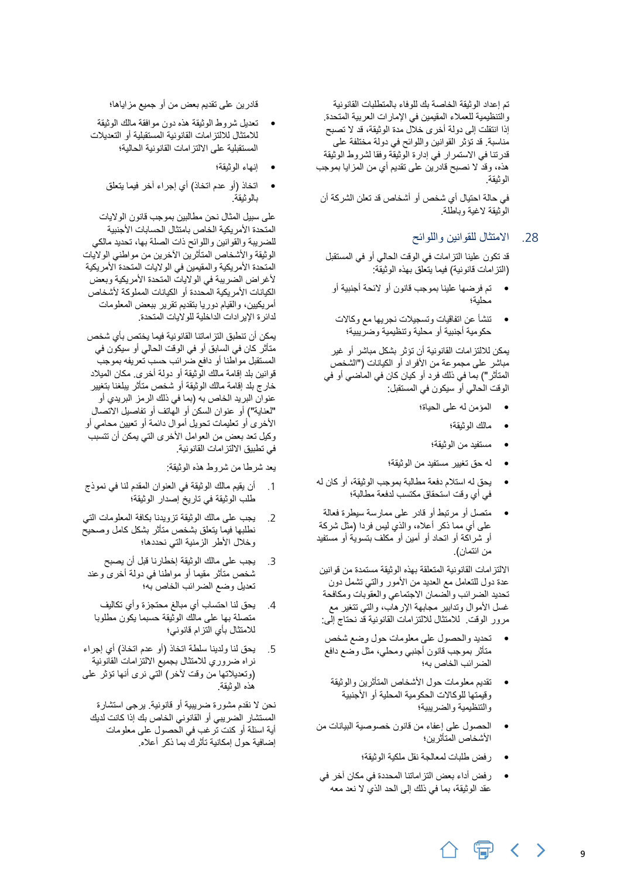تم إعداد الوثيقة الخاصة بك للوفاء بالمتطلبات القانونية والتنظيمية للعملاء المقيمين في الإمارات العربية المتحدة. إذا انتقلت إلى دولة أخرى خلال مدة الوثيقة، قد لا تصبح مناسبة. قد تؤثر القوانين واللوائح في دولة مختلفة على قدرتنا في الاستمرار في إدارة الوثيقة وفقا لشروط الوثيقة هذه، وقد لا نصبح قادرين على تقديم أي من المزايا بموجب الوثيقة.

في حالة احتيال أي شخص أو أشخاص قد تعلن الشركة أن الوثيقة لاغية وباطلة.

## 28. الامتثال للقوانين واللوائح

قد تكون علينا التزامات في الوقت الحالي أو في المستقبل (التزامات قانونية) فيما يتعلق بهذه الوثيقة:

- تم فرضها علينا بموجب قانون أو لائحة أجنبية أو محلية؛
- تنشأ عن اتفاقيات وتسجيلات نجريها مع وكالات حكومية أجنبية أو محلية وتنظيمية وضريبية؛

يمكن للالتزامات القانونية أن تؤثر بشكل مباشر أو غير مباشر على مجموعة من الأفراد أو الكيانات ("الشخص المتأثر") بما في ذلك أي فرد أو كيان كان في الماضي أو في الوقت الحالي أو سيكون في المستقبل:

- المؤمن له على الحياة؛
- مالك الوثيقة؛
- مستفيد من الوثيقة؛
- له حق تغيير مستفيد من الوثيقة؛
- يحق له استلام دفعة مطالبة بموجب الوثيقة، أو كان له في أي وقت استحقاق مكتسب لدفعة مطالبة؛
- متصل أو مرتبط أو قادر على ممارسة سيطرة فعالة على أي مما ذكر أعلاه، والذي ليس فردا (مثل شركة أو شراكة أو اتحاد أو أمين أو مكلف بتسوية أو مستفيد من ائتمان).

الالتزامات القانونية المتعلقة بهذه الوثيقة مستمدة من قوانين عدة دول للتعامل مع العديد من الأمور والتي تشمل دون تحديد الضرائب والضمان الاجتماعي والعقوبات ومكافحة غسل الأموال وتدابير مجابهة الإرهاب، والتي تتغير مع مرور الوقت. للامتثال للالتزامات القانونية قد نحتاج إلى:

- تحديد والحصول على معلومات حول وضع شخص متأثر بموجب قانون أجنبي ومحلي، مثل وضع دافع الضرائب الخاص به؛
- تقديم معلومات حول الأشخاص المتأثرين والوثيقة وقيمتها للوكالات الحكومية المحلية أو الأجنبية والتنظيمية والضريبية؛
- الحصول على إعفاء من قانون خصوصية البيانات من الأشخاص المتأثرين؛
- رفض طلبات لمعالجة نقل ملكية الوثيقة؛
- رفض أداء بعض التزاماتنا المحددة في مكان آخر في عقد الوثيقة، بما في ذلك إلى الحد الذي لا نعد معه قادرين على تقديم بعض من أو جميع مزاياها؛
- تعديل شروط الوثيقة هذه دون موافقة مالك الوثيقة للامتثال للالتزامات القانونية المستقبلية أو التعديلات المستقبلية على الالتزامات القانونية الحالية؛
- إنهاء الوثيقة؛
- اتخاذ (أو عدم اتخاذ) أي إجراء آخر فيما يتعلق بالوثيقة.

على سبيل المثال نحن مطالبين بموجب قانون الولايات المتحدة الأمريكية الخاص بامتثال الحسابات الأجنبية للضريبة والقوانين واللوائح ذات الصلة بها، تحديد مالكي الوثيقة والأشخاص المتأثرين الآخرين من مواطني الولايات المتحدة الأمريكية والمقيمين في الولايات المتحدة الأمريكية لأغراض الضريبة في الولايات المتحدة الأمريكية وبعض الكيانات الأمريكية المحددة أو الكيانات المملوكة لأشخاص أمريكيين، والقيام دوريا بتقديم تقرير ببعض المعلومات لدائرة الإيرادات الداخلية للولايات المتحدة.

يمكن أن تنطبق التزاماتنا القانونية فيما يختص بأي شخص متأثر كان في السابق أو في الوقت الحالي أو سيكون في المستقبل مواطنا أو دافع ضرائب حسب تعريفه بموجب قوانين بلد إقامة مالك الوثيقة أو دولة أخرى. مكان الميلاد خارج بلد إقامة مالك الوثيقة أو شخص متأثر يبلغنا بتغيير عنوان البريد الخاص به (بما في ذلك الرمز البريدي أو "العناية") أو عنوان السكن أو الهاتف أو تفاصيل الاتصال الأخرى أو تعليمات تحويل أموال دائمة أو تعيين محامي أو وكيل تعد بعض من العوامل الأخرى التي يمكن أن تتسبب في تطبيق الالتزامات القانونية.

يعد شرطا من شروط هذه الوثيقة:

1. أن يقيم مالك الوثيقة في العنوان المقدم لنا في نموذج طلب الوثيقة في تاريخ إصدار الوثيقة؛
2. يجب على مالك الوثيقة تزويدنا بكافة المعلومات التي نطلبها فيما يتعلق بشخص متأثر بشكل كامل وصحيح وخلال الأطر الزمنية التي نحددها؛
3. يجب على مالك الوثيقة إخطارنا قبل أن يصبح شخص متأثر مقيما أو مواطنا في دولة أخرى وعند تعديل وضع الضرائب الخاص به؛
4. يحق لنا احتساب أي مبالغ محتجزة وأي تكاليف متصلة بها على مالك الوثيقة حسبما يكون مطلوبا للامتثال بأي التزام قانوني؛
5. يحق لنا ولدينا سلطة اتخاذ (أو عدم اتخاذ) أي إجراء نراه ضروري للامتثال بجميع الالتزامات القانونية (وتعديلاتها من وقت لآخر) التي نرى أنها تؤثر على هذه الوثيقة.

نحن لا نقدم مشورة ضريبية أو قانونية. يرجى استشارة المستشار الضريبي أو القانوني الخاص بك إذا كانت لديك أية اسئلة أو كنت ترغب في الحصول على معلومات إضافية حول إمكانية تأثرك بما ذكر أعلاه.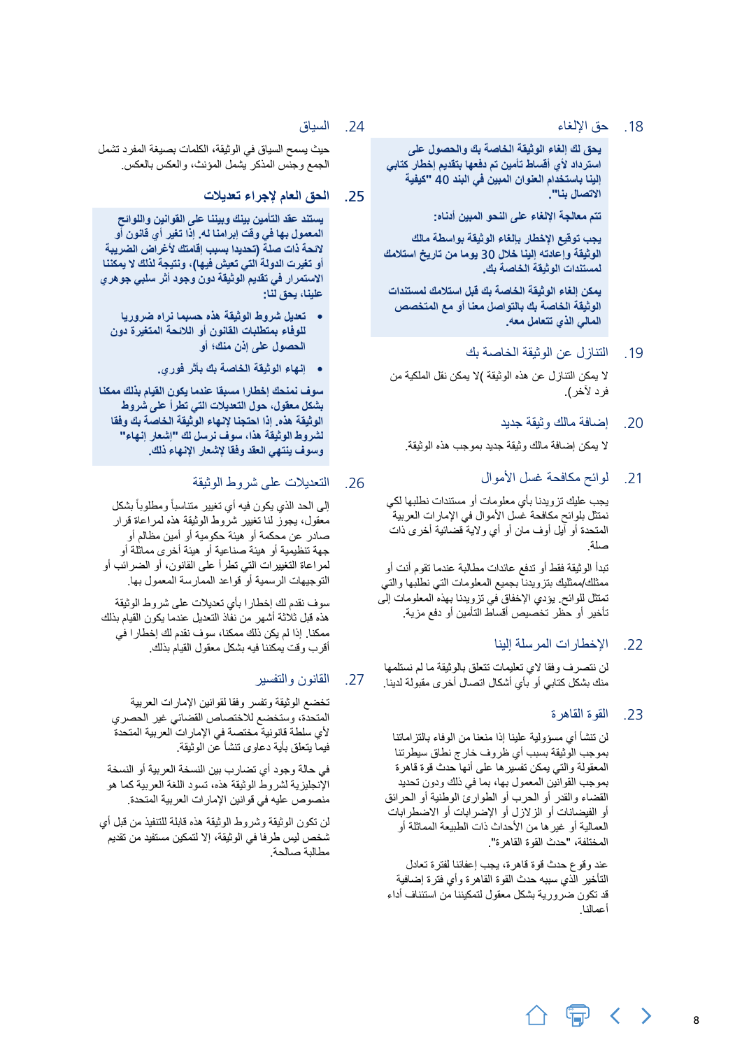## 18. حق الإلغاء

**يحق لك إلغاء الوثيقة الخاصة بك والحصول على استرداد لأي أقساط تأمين تم دفعها بتقديم إخطار كتابي إلينا باستخدام العنوان المبين في البند 40 "كيفية الاتصال بنا".**

**تتم معالجة الإلغاء على النحو المبين أدناه:**

**يجب توقيع الإخطار بإلغاء الوثيقة بواسطة مالك الوثيقة وإعادته إلينا خلال 30 يوما من تاريخ استلامك لمستندات الوثيقة الخاصة بك.**

**يمكن إلغاء الوثيقة الخاصة بك قبل استلامك لمستندات الوثيقة الخاصة بك بالتواصل معنا أو مع المتخصص المالي الذي تتعامل معه.**

## 19. التنازل عن الوثيقة الخاصة بك

لا يمكن التنازل عن هذه الوثيقة )لا يمكن نقل الملكية من فرد لآخر(.

## 20. إضافة مالك وثيقة جديد

لا يمكن إضافة مالك وثيقة جديد بموجب هذه الوثيقة.

## 21. لوائح مكافحة غسل الأموال

يجب عليك تزويدنا بأي معلومات أو مستندات نطلبها لكي نمتثل بلوائح مكافحة غسل الأموال في الإمارات العربية المتحدة أو أيل أوف مان أو أي ولاية قضائية أخرى ذات صلة.

تبدأ الوثيقة فقط أو تدفع عائدات مطالبة عندما تقوم أنت أو ممثلك/ممثليك بتزويدنا بجميع المعلومات التي نطلبها والتي تمتثل للوائح. يؤدي الإخفاق في تزويدنا بهذه المعلومات إلى تأخير أو حظر تخصيص أقساط التأمين أو دفع مزية.

## 22. الإخطارات المرسلة إلينا

لن نتصرف وفقا لاي تعليمات تتعلق بالوثيقة ما لم نستلمها منك بشكل كتابي أو بأي أشكال اتصال أخرى مقبولة لدينا.

## 23. القوة القاهرة

لن تنشأ أي مسؤولية علينا إذا منعنا من الوفاء بالتزاماتنا بموجب الوثيقة بسبب أي ظروف خارج نطاق سيطرتنا المعقولة والتي يمكن تفسيرها على أنها حدث قوة قاهرة بموجب القوانين المعمول بها، بما في ذلك ودون تحديد القضاء والقدر أو الحرب أو الطوارئ الوطنية أو الحرائق أو الفيضانات أو الزلازل أو الإضرابات أو الاضطرابات العمالية أو غيرها من الأحداث ذات الطبيعة المماثلة أو المختلفة، "حدث القوة القاهرة".

عند وقوع حدث قوة قاهرة، يجب إعفائنا لفترة تعادل التأخير الذي سببه حدث القوة القاهرة وأي فترة إضافية قد تكون ضرورية بشكل معقول لتمكيننا من استئناف أداء أعمالنا.

## 24. السياق

حيث يسمح السياق في الوثيقة، الكلمات بصيغة المفرد تشمل الجمع وجنس المذكر يشمل المؤنث، والعكس بالعكس.

## 25. الحق العام لإجراء تعديلات

**يستند عقد التأمين بيننا وبينك على القوانين واللوائح المعمول بها في وقت إبرامنا له. إذا تغير أي قانون أو لائحة ذات صلة (تحديدا بسبب إقامتك لأغراض الضريبة أو تغيرت الدولة التي تعيش فيها)، ونتيجة لذلك لا يمكننا الاستمرار في تقديم الوثيقة دون وجود أثر سلبي جوهري علينا، يحق لنا:**

- **تعديل شروط الوثيقة هذه حسبما نراه ضروريا للوفاء بمتطلبات القانون أو اللائحة المتغيرة دون الحصول على إذن منك؛ أو**
- **إنهاء الوثيقة الخاصة بك بأثر فوري.**

**سوف نمنحك إخطارا مسبقا عندما يكون القيام بذلك ممكنا بشكل معقول، حول التعديلات التي تطرأ على شروط الوثيقة هذه. إذا احتجنا لإنهاء الوثيقة الخاصة بك وفقا لشروط الوثيقة هذا، سوف نرسل لك "إشعار إنهاء" وسوف ينتهي العقد وفقا لإشعار الإنهاء ذلك.**

## 26. التعديلات على شروط الوثيقة

إلى الحد الذي يكون فيه أي تغيير متناسباً ومطلوباً بشكل معقول، يجوز لنا تغيير شروط الوثيقة هذه لمراعاة قرار صادر عن محكمة أو هيئة حكومية أو أمين مظالم أو جهة تنظيمية أو هيئة صناعية أو هيئة أخرى مماثلة أو لمراعاة التغييرات التي تطرأ على القانون، أو الضرائب أو التوجيهات الرسمية أو قواعد الممارسة المعمول بها.

سوف نقدم لك إخطارا بأي تعديلات على شروط الوثيقة هذه قبل ثلاثة أشهر من نفاذ التعديل عندما يكون القيام بذلك ممكنا. إذا لم يكن ذلك ممكنا، سوف نقدم لك إخطارا في أقرب وقت يمكننا فيه بشكل معقول القيام بذلك.

## 27. القانون والتفسير

تخضع الوثيقة وتفسر وفقا لقوانين الإمارات العربية المتحدة، وستخضع للاختصاص القضائي غير الحصري لأي سلطة قانونية مختصة في الإمارات العربية المتحدة فيما يتعلق بأية دعاوى تنشأ عن الوثيقة.

في حالة وجود أي تضارب بين النسخة العربية أو النسخة الإنجليزية لشروط الوثيقة هذه، تسود اللغة العربية كما هو منصوص عليه في قوانين الإمارات العربية المتحدة.

لن تكون الوثيقة وشروط الوثيقة هذه قابلة للتنفيذ من قبل أي شخص ليس طرفا في الوثيقة، إلا لتمكين مستفيد من تقديم مطالبة صالحة.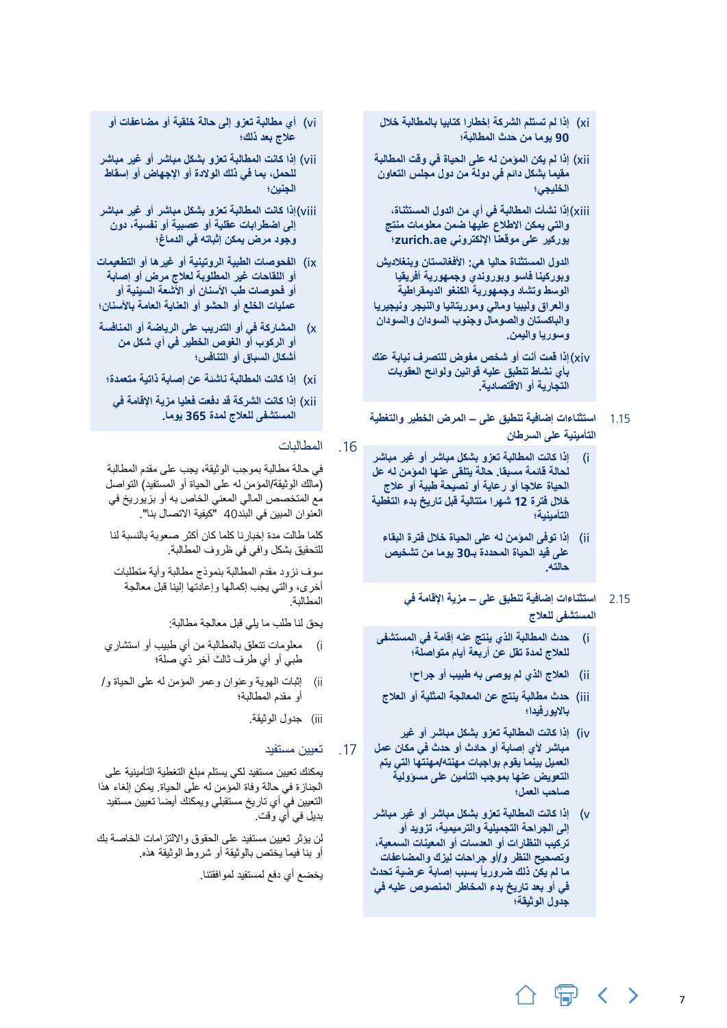(xi) إذا لم تستلم الشركة إخطارا كتابيا بالمطالبة خلال **90** يوما من حدث المطالبة؛

(xii) إذا لم يكن المؤمن له على الحياة في وقت المطالبة مقيما بشكل دائم في دولة من دول مجلس التعاون الخليجي؛

(xiii) إذا نشأت المطالبة في أي من الدول المستثناة، والتي يمكن الاطلاع عليها ضمن معلومات منتج يوريخ على موقعنا الإلكتروني **zurich.ae**؛

الدول المستثناة حاليا هي: الأفغانستان وبنغلاديش وبوركينا فاسو وبوروندي وجمهورية أفريقيا الوسطى وتشاد وجمهورية الكنغو الديمقراطية والعراق وليبيا ومالي وموريتانيا والنيجر ونيجيريا والباكستان والصومال وجنوب السودان والسودان وسوريا واليمن.

(xiv) إذا قمت أنت أو شخص مفوض للتصرف نيابة عنك بأي نشاط تنطبق عليه قوانين ولوائح العقوبات التجارية أو الاقتصادية.

## 1.15 استثناءات إضافية تنطبق على – المرض الخطير والتغطية التأمينية على السرطان

(i) إذا كانت المطالبة تعزى بشكل مباشر أو غير مباشر لحالة قائمة مسبقا. حالة يتلقى عنها المؤمن له على الحياة علاجا أو رعاية أو نصيحة طبية أو علاج خلال فترة **12** شهرا متتالية قبل تاريخ بدء التغطية التأمينية؛

(ii) إذا توفي المؤمن له على الحياة خلال فترة البقاء على قيد الحياة المحددة بـ**30** يوما من تشخيص حالته.

## 2.15 استثناءات إضافية تنطبق على – مزية الإقامة في المستشفى للعلاج

(i) حدث المطالبة الذي ينتج عنه إقامة في المستشفى للعلاج لمدة تقل عن أربعة أيام متواصلة؛

(ii) العلاج الذي لم يوصى به طبيب أو جراح؛

(iii) حدث مطالبة ينتج عن المعالجة المثلية أو العلاج بالايوروفيدا؛

(iv) إذا كانت المطالبة تعزى بشكل مباشر أو غير مباشر لأي إصابة أو حادث أو حدث في مكان عمل العميل بينما يقوم بواجبات مهنته/مهنتها التي يتم التعويض عنها بموجب التأمين على مسؤولية صاحب العمل؛

(v) إذا كانت المطالبة تعزى بشكل مباشر أو غير مباشر إلى الجراحة التجميلية والترميمية، تزويد أو تركيب النظارات أو العدسات أو المعينات السمعية وتصحيح النظر و/أو جراحات ليزك أو المضاعفات ما لم يكن ذلك ضروريا بسبب إصابة عرضية تحدث في أو بعد تاريخ بدء المخاطر المنصوص عليه في جدول الوثيقة؛

(vi) أي مطالبة تعزو إلى حالة خلقية أو مضاعفات أو علاج بعد ذلك؛

(vii) إذا كانت المطالبة تعزى بشكل مباشر أو غير مباشر للحمل، بما في ذلك الولادة أو الإجهاض أو إسقاط الجنين؛

(viii) إذا كانت المطالبة تعزى بشكل مباشر أو غير مباشر إلى اضطرابات عقلية أو عصبية أو نفسية، دون وجود مرض يمكن إثباته في الدماغ؛

(ix) الفحوصات الطبية الروتينية أو غيرها أو التطعيمات أو اللقاحات غير المطلوبة لعلاج مرض أو إصابة أو فحوصات طب الأسنان أو الأشعة السينية أو عمليات الخلع أو الحشو أو العناية العامة بالأسنان؛

(x) المشاركة في أو التدريب على الرياضة أو المنافسة أو الركوب أو الغوص الخطير في أي شكل من أشكال السباق أو التنافس؛

(xi) إذا كانت المطالبة ناشئة عن إصابة ذاتية متعمدة؛

(xii) إذا كانت الشركة قد دفعت فعليا مزية الإقامة في المستشفى للعلاج لمدة **365** يوما.

## 16. المطالبات

في حالة مطالبة بموجب الوثيقة، يجب على مقدم المطالبة (مالك الوثيقة/المؤمن له على الحياة أو المستفيد) التواصل مع المتخصص المالي المعني الخاص به أو بزيوريخ في العنوان المبين في البند40 "كيفية الاتصال بنا".

كلما طالت مدة إخبارنا كلما كان أكثر صعوبة بالنسبة لنا للتحقيق بشكل وافي في ظروف المطالبة.

سوف نزود مقدم المطالبة بنموذج مطالبة وأية متطلبات أخرى، والتي يجب إكمالها وإعادتها إلينا قبل معالجة المطالبة.

يحق لنا طلب ما يلي قبل معالجة مطالبة:

(i) معلومات تتعلق بالمطالبة من أي طبيب أو استشاري طبي أو أي طرف ثالث آخر ذي صلة؛

(ii) إثبات الهوية وعنوان وعمر المؤمن له على الحياة و/ أو مقدم المطالبة؛

(iii) جدول الوثيقة.

## 17. تعيين مستفيد

يمكنك تعيين مستفيد لكي يستلم مبلغ التغطية التأمينية على الجنازة في حالة وفاة المؤمن له على الحياة. يمكن إلغاء هذا التعيين في أي تاريخ مستقبلي ويمكنك أيضا تعيين مستفيد بديل في أي وقت.

لن يؤثر تعيين مستفيد على الحقوق والالتزامات الخاصة بك أو بنا فيما يختص بالوثيقة أو شروط الوثيقة هذه.

يخضع أي دفع لمستفيد لموافقتنا.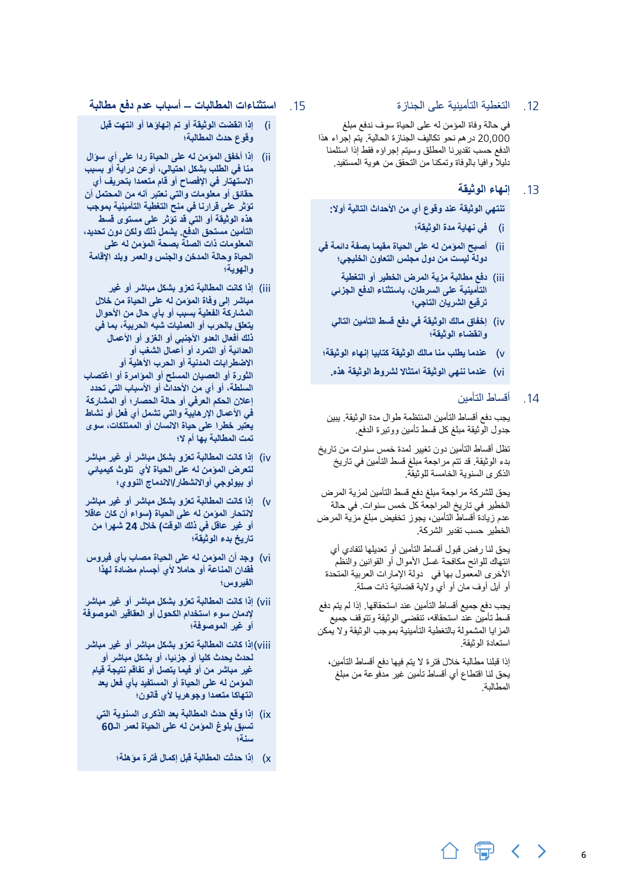## 12. التغطية التأمينية على الجنازة

في حالة وفاة المؤمن له على الحياة سوف ندفع مبلغ 20,000 درهم نحو تكاليف الجنازة الحالية. يتم إجراء هذا الدفع حسب تقديرنا المطلق وسيتم إجراؤه فقط إذا استلمنا دليلا وافيا بالوفاة وتمكنا من التحقق من هوية المستفيد.

## 13. إنهاء الوثيقة

**تنتهي الوثيقة عند وقوع أي من الأحداث التالية أولا:**

- **i) في نهاية مدة الوثيقة؛**
- **ii) أصبح المؤمن له على الحياة مقيما بصفة دائمة في دولة ليست من دول مجلس التعاون الخليجي؛**
- **iii) دفع مطالبة مزية المرض الخطير أو التغطية التأمينية على السرطان، باستثناء الدفع الجزئي ترقيع الشريان التاجي؛**
- **iv) إخفاق مالك الوثيقة في دفع قسط التأمين التالي وانقضاء الوثيقة؛**
- **v) عندما يطلب منا مالك الوثيقة كتابيا إنهاء الوثيقة؛**
- **vi) عندما ننهي الوثيقة امتثالا لشروط الوثيقة هذه.**

## 14. أقساط التأمين

يجب دفع أقساط التأمين المنتظمة طوال مدة الوثيقة. يبين جدول الوثيقة مبلغ كل قسط تأمين ووتيرة الدفع.

تظل أقساط التأمين دون تغيير لمدة خمس سنوات من تاريخ بدء الوثيقة. قد تتم مراجعة مبلغ قسط التأمين في تاريخ الذكرى السنوية الخامسة للوثيقة.

يحق للشركة مراجعة مبلغ دفع قسط التأمين لمزية المرض الخطير في تاريخ المراجعة كل خمس سنوات. في حالة عدم زيادة أقساط التأمين، يجوز تخفيض مبلغ مزية المرض الخطير حسب تقدير الشركة.

يحق لنا رفض قبول أقساط التأمين أو تعديلها لتفادي أي انتهاك للوائح مكافحة غسل الأموال أو القوانين والنظم الأخرى المعمول بها في دولة الإمارات العربية المتحدة أو أيل أوف مان أو أي ولاية قضائية ذات صلة.

يجب دفع جميع أقساط التأمين عند استحقاقها. إذا لم يتم دفع قسط تأمين عند استحقاقه، تنقضي الوثيقة وتتوقف جميع المزايا المشمولة بالتغطية التأمينية بموجب الوثيقة ولا يمكن استعادة الوثيقة.

إذا قبلنا مطالبة خلال فترة لا يتم فيها دفع أقساط التأمين، يحق لنا اقتطاع أي أقساط تأمين غير مدفوعة من مبلغ المطالبة.

## 15. استثناءات المطالبات – أسباب عدم دفع مطالبة

- **i) إذا انقضت الوثيقة أو تم إنهاؤها أو انتهت قبل وقوع حدث المطالبة؛**
- **ii) إذا أخفق المؤمن له على الحياة ردا على أي سؤال منا في الطلب بشكل احتيالي، أو عن دراية أو بسبب الاستهتار في الإفصاح أو قام متعمدا بتحريف أي حقائق أو معلومات والتي نعتبر أنه من المحتمل أن تؤثر على قرارنا في منح التغطية التأمينية بموجب هذه الوثيقة أو التي قد تؤثر على مستوى قسط التأمين مستحق الدفع. يشمل ذلك ولكن دون تحديد، المعلومات ذات الصلة بصحة المؤمن له على الحياة وحالة المدخن والجنس والعمر وبلد الإقامة والهوية؛**
- **iii) إذا كانت المطالبة تعزى بشكل مباشر أو غير مباشر إلى وفاة المؤمن له على الحياة من خلال المشاركة الفعلية بسبب أو بأي حال من الأحوال يتعلق بالحرب أو العمليات شبه الحربية، بما في ذلك أفعال العدو الأجنبي أو الغزو أو الأعمال العدائية أو التمرد أو أعمال الشغب أو الاضطرابات المدنية أو الحرب الأهلية أو الثورة أو العصيان المسلح أو المؤامرة أو اغتصاب السلطة، أو أي من الأحداث أو الأسباب التي تحدد إعلان الحكم العرفي أو حالة الحصار؛ أو المشاركة في الأعمال الإرهابية والتي تشمل أي فعل أو نشاط يعتبر خطرا على حياة الانسان أو الممتلكات، سوى تمت المطالبة بها أم لا؛**
- **iv) إذا كانت المطالبة تعزى بشكل مباشر أو غير مباشر لتعرض المؤمن له على الحياة لأي تلوث كيميائي أو بيولوجي أوالانشطار/الاندماج النووي؛**
- **v) إذا كانت المطالبة تعزى بشكل مباشر أو غير مباشر لانتحار المؤمن له على الحياة (سواء أن كان عاقلا أو غير عاقل في ذلك الوقت) خلال 24 شهرا من تاريخ بدء الوثيقة؛**
- **vi) وجد أن المؤمن له على الحياة مصاب بأي فيروس فقدان المناعة أو حاملا لأي أجسام مضادة لهذا الفيروس؛**
- **vii) إذا كانت المطالبة تعزى بشكل مباشر أو غير مباشر لإدمان سوء استخدام الكحول أو العقاقير الموصوفة أو غير الموصوفة؛**
- **viii) إذا كانت المطالبة تعزى بشكل مباشر أو غير مباشر لحدث يحدث كليا أو جزئيا، أو بشكل مباشر أو غير مباشر من أو فيما يتصل أو تفاقم نتيجة قيام المؤمن له على الحياة أو المستفيد بأي فعل يعد انتهاكا متعمدا وجوهريا لأي قانون؛**
- **ix) إذا وقع حدث المطالبة بعد الذكرى السنوية التي تسبق بلوغ المؤمن له على الحياة لعمر الـ60 سنة؛**
- **x) إذا حدثت المطالبة قبل إكمال فترة مؤهلة؛**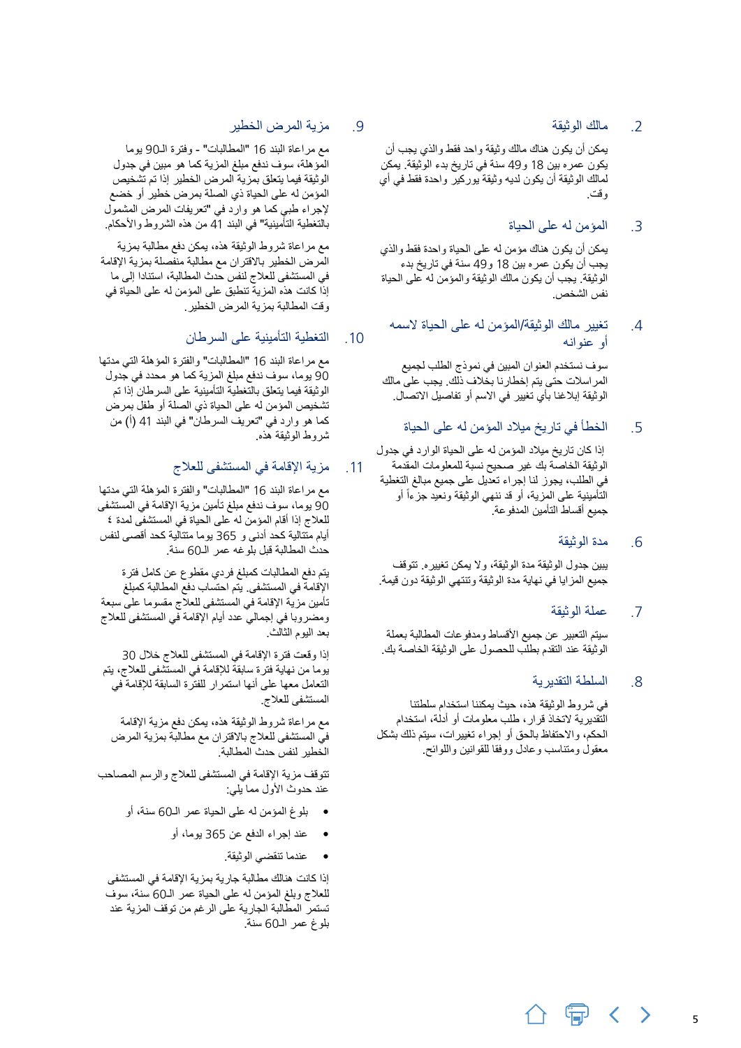## 2. مالك الوثيقة

يمكن أن يكون هناك مالك وثيقة واحد فقط والذي يجب أن يكون عمره بين 18 و49 سنة في تاريخ بدء الوثيقة. يمكن لمالك الوثيقة أن يكون لديه وثيقة يوركير واحدة فقط في أي وقت.

## 3. المؤمن له على الحياة

يمكن أن يكون هناك مؤمن له على الحياة واحدة فقط والذي يجب أن يكون عمره بين 18 و49 سنة في تاريخ بدء الوثيقة. يجب أن يكون مالك الوثيقة والمؤمن له على الحياة نفس الشخص.

## 4. تغيير مالك الوثيقة/المؤمن له على الحياة لاسمه أو عنوانه

سوف نستخدم العنوان المبين في نموذج الطلب لجميع المراسلات حتى يتم إخطارنا بخلاف ذلك. يجب على مالك الوثيقة ابلاغنا بأي تغيير في الاسم أو تفاصيل الاتصال.

## 5. الخطأ في تاريخ ميلاد المؤمن له على الحياة

إذا كان تاريخ ميلاد المؤمن له على الحياة الوارد في جدول الوثيقة الخاصة بك غير صحيح نسبة للمعلومات المقدمة في الطلب، يجوز لنا إجراء تعديل على جميع مبالغ التغطية التأمينية على المزية، أو قد ننهي الوثيقة ونعيد جزءاً أو جميع أقساط التأمين المدفوعة.

## 6. مدة الوثيقة

يبين جدول الوثيقة مدة الوثيقة، ولا يمكن تغييره. تتوقف جميع المزايا في نهاية مدة الوثيقة وتنتهي الوثيقة دون قيمة.

## 7. عملة الوثيقة

سيتم التعبير عن جميع الأقساط ومدفوعات المطالبة بعملة الوثيقة عند التقدم بطلب للحصول على الوثيقة الخاصة بك.

## 8. السلطة التقديرية

في شروط الوثيقة هذه، حيث يمكننا استخدام سلطتنا التقديرية لاتخاذ قرار، طلب معلومات أو أدلة، استخدام الحكم، والاحتفاظ بالحق أو إجراء تغييرات، سيتم ذلك بشكل معقول ومتناسب وعادل ووفقا للقوانين واللوائح.

## 9. مزية المرض الخطير

مع مراعاة البند 16 "المطالبات" - وفترة الـ90 يوما المؤهلة، سوف ندفع مبلغ المزية كما هو مبين في جدول الوثيقة فيما يتعلق بمزية المرض الخطير إذا تم تشخيص المؤمن له على الحياة ذي الصلة بمرض خطير أو خضع لإجراء طبي كما هو وارد في "تعريفات المرض المشمول بالتغطية التأمينية" في البند 41 من هذه الشروط والأحكام.

مع مراعاة شروط الوثيقة هذه، يمكن دفع مطالبة بمزية المرض الخطير بالاقتران مع مطالبة منفصلة بمزية الإقامة في المستشفى للعلاج لنفس حدث المطالبة، استنادا إلى ما إذا كانت هذه المزية تنطبق على المؤمن له على الحياة في وقت المطالبة بمزية المرض الخطير.

## 10. التغطية التأمينية على السرطان

مع مراعاة البند 16 "المطالبات" والفترة المؤهلة التي مدتها 90 يوما، سوف ندفع مبلغ المزية كما هو محدد في جدول الوثيقة فيما يتعلق بالتغطية التأمينية على السرطان إذا تم تشخيص المؤمن له على الحياة ذي الصلة أو طفل بمرض كما هو وارد في "تعريف السرطان" في البند 41 (أ) من شروط الوثيقة هذه.

## 11. مزية الإقامة في المستشفى للعلاج

مع مراعاة البند 16 "المطالبات" والفترة المؤهلة التي مدتها 90 يوما، سوف ندفع مبلغ تأمين مزية الإقامة في المستشفى للعلاج إذا أقام المؤمن له على الحياة في المستشفى لمدة ٤ أيام متتالية كحد أدنى و 365 يوما متتالية كحد أقصى لنفس حدث المطالبة قبل بلوغه عمر الـ60 سنة.

يتم دفع المطالبات كمبلغ فردي مقطوع عن كامل فترة الإقامة في المستشفى. يتم احتساب دفع المطالبة كمبلغ تأمين مزية الإقامة في المستشفى للعلاج مقسوما على سبعة ومضروبا في إجمالي عدد أيام الإقامة في المستشفى للعلاج بعد اليوم الثالث.

إذا وقعت فترة الإقامة في المستشفى للعلاج خلال 30 يوما من نهاية فترة سابقة للإقامة في المستشفى للعلاج، يتم التعامل معها على أنها استمرار للفترة السابقة للإقامة في المستشفى للعلاج.

مع مراعاة شروط الوثيقة هذه، يمكن دفع مزية الإقامة في المستشفى للعلاج بالاقتران مع مطالبة بمزية المرض الخطير لنفس حدث المطالبة.

تتوقف مزية الإقامة في المستشفى للعلاج والرسم المصاحب عند حدوث الأول مما يلي:

- بلوغ المؤمن له على الحياة عمر الـ60 سنة، أو
- عند إجراء الدفع عن 365 يوما، أو
- عندما تنقضي الوثيقة.

إذا كانت هنالك مطالبة جارية بمزية الإقامة في المستشفى للعلاج وبلغ المؤمن له على الحياة عمر الـ60 سنة، سوف تستمر المطالبة الجارية على الرغم من توقف المزية عند بلوغ عمر الـ60 سنة.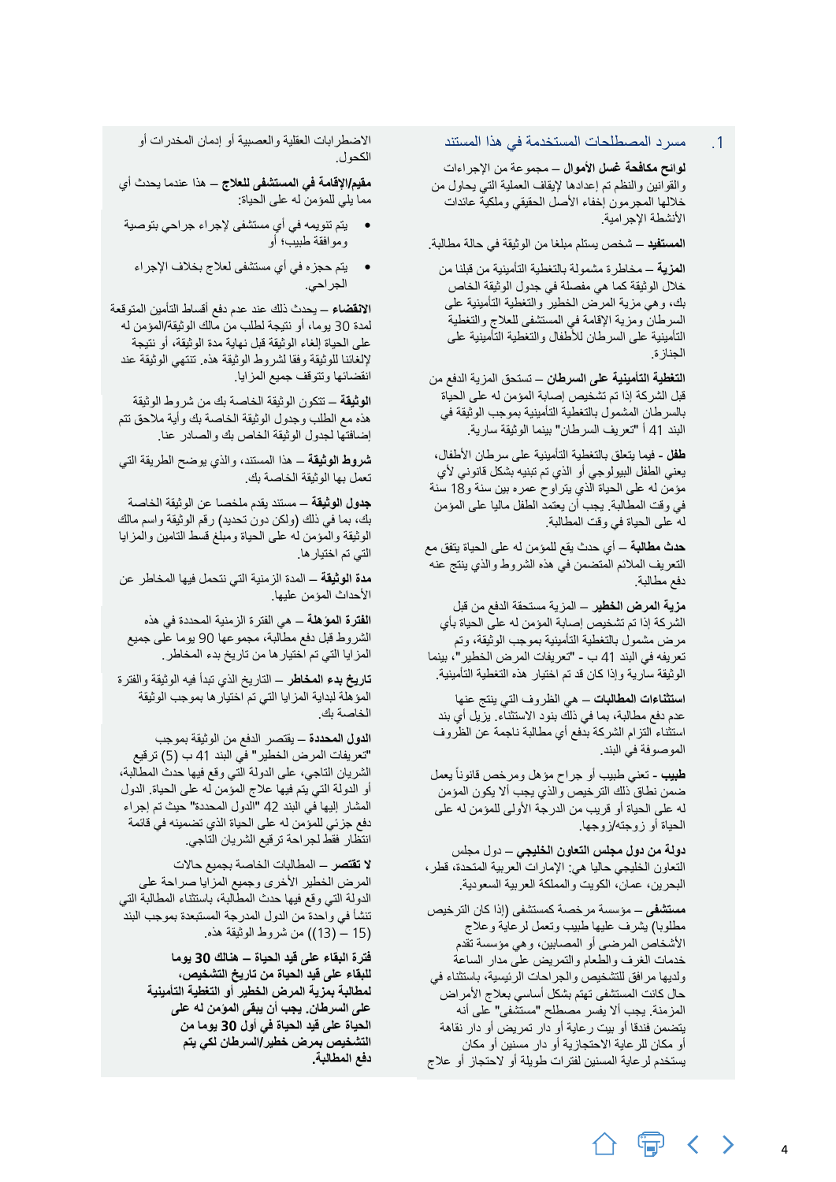## 1. مسرد المصطلحات المستخدمة في هذا المستند

**لوائح مكافحة غسل الأموال** – مجموعة من الإجراءات والقوانين والنظم تم إعدادها لإيقاف العملية التي يحاول من خلالها المجرمون إخفاء الأصل الحقيقي وملكية عائدات الأنشطة الإجرامية.

**المستفيد** – شخص يستلم مبلغا من الوثيقة في حالة مطالبة.

**المزية** – مخاطر مشمولة بالتغطية التأمينية من قبلنا من خلال الوثيقة كما هي مفصلة في جدول الوثيقة الخاص بك، وهي مزية المرض الخطير والتغطية التأمينية على السرطان ومزية الإقامة في المستشفى للعلاج والتغطية التأمينية على السرطان للأطفال والتغطية التأمينية على الجنازة.

**التغطية التأمينية على السرطان** – تستحق المزية الدفع من قبل الشركة إذا تم تشخيص إصابة المؤمن له على الحياة بالسرطان المشمول بالتغطية التأمينية بموجب الوثيقة في البند 41 أ "تعريف السرطان" بينما الوثيقة سارية.

**طفل** - فيما يتعلق بالتغطية التأمينية على سرطان الأطفال، يعني الطفل البيولوجي أو الذي تم تبنيه بشكل قانوني لأي مؤمن له على الحياة الذي يتراوح عمره بين سنة و18 سنة في وقت المطالبة. يجب أن يعتمد الطفل ماليا على المؤمن له على الحياة في وقت المطالبة.

**حدث مطالبة** – أي حدث يقع للمؤمن له على الحياة يتفق مع التعريف الملائم المتضمن في هذه الشروط والذي ينتج عنه دفع مطالبة.

**مزية المرض الخطير** – المزية مستحقة الدفع من قبل الشركة إذا تم تشخيص إصابة المؤمن له على الحياة بأي مرض مشمول بالتغطية التأمينية بموجب الوثيقة، وتم تعريفه في البند 41 ب - "تعريفات المرض الخطير"، بينما الوثيقة سارية وإذا كان قد تم اختيار هذه التغطية التأمينية.

**استثناءات المطالبات** – هي الظروف التي ينتج عنها عدم دفع مطالبة، بما في ذلك بنود الاستثناء. يزيل أي بند استثناء التزام الشركة بدفع أي مطالبة ناجمة عن الظروف الموصوفة في البند.

**طبيب** - تعني طبيب أو جراح مؤهل ومرخص قانوناً يعمل ضمن نطاق ذلك الترخيص والذي يجب ألا يكون المؤمن له على الحياة أو قريب من الدرجة الأولى للمؤمن له على الحياة أو زوجته/زوجها.

**دولة من دول مجلس التعاون الخليجي** – دول مجلس التعاون الخليجي حاليا هي: الإمارات العربية المتحدة، قطر، البحرين، عمان، الكويت والمملكة العربية السعودية.

**مستشفى** – مؤسسة مرخصة كمستشفى (إذا كان الترخيص مطلوبا) يشرف عليها طبيب وتعمل لرعاية وعلاج الأشخاص المرضى أو المصابين، وهي مؤسسة تقدم خدمات الغرف والطعام والتمريض على مدار الساعة ولديها مرافق للتشخيص والجراحات الرئيسية، باستثناء في حال كانت المستشفى تهتم بشكل أساسي بعلاج الأمراض المزمنة. يجب ألا يفسر مصطلح "مستشفى" على أنه يتضمن فندقا أو بيت رعاية أو دار تمريض أو دار نقاهة أو مكان للرعاية الاحتجازية أو دار مسنين أو مكان يستخدم لرعاية المسنين لفترات طويلة أو لاحتجاز أو علاج الاضطرابات العقلية والعصبية أو إدمان المخدرات أو الكحول.

**مقيم/الإقامة في المستشفى للعلاج** – هذا عندما يحدث أي مما يلي للمؤمن له على الحياة:

- يتم تنويمه في أي مستشفى لإجراء جراحي بتوصية وموافقة طبيب؛ أو
- يتم حجزه في أي مستشفى لعلاج بخلاف الإجراء الجراحي.

**الانقضاء** – يحدث ذلك عند عدم دفع أقساط التأمين المتوقعة لمدة 30 يوما، أو نتيجة لطلب من مالك الوثيقة/المؤمن له على الحياة لإلغاء الوثيقة قبل نهاية مدة الوثيقة، أو نتيجة لإلغائنا للوثيقة وفقا لشروط الوثيقة هذه. تنتهي الوثيقة عند انقضائها وتتوقف جميع المزايا.

**الوثيقة** – تتكون الوثيقة الخاصة بك من شروط الوثيقة هذه مع الطلب وجدول الوثيقة الخاصة بك وأية ملاحق تتم إضافتها لجدول الوثيقة الخاص بك والصادر عنا.

**شروط الوثيقة** – هذا المستند، والذي يوضح الطريقة التي تعمل بها الوثيقة الخاصة بك.

**جدول الوثيقة** – مستند يقدم ملخصا عن الوثيقة الخاصة بك، بما في ذلك (ولكن دون تحديد) رقم الوثيقة واسم مالك الوثيقة والمؤمن له على الحياة ومبلغ قسط التامين والمزايا التي تم اختيارها.

**مدة الوثيقة** – المدة الزمنية التي نتحمل فيها المخاطر عن الأحداث المؤمن عليها.

**الفترة المؤهلة** – هي الفترة الزمنية المحددة في هذه الشروط قبل دفع مطالبة، مجموعها 90 يوما على جميع المزايا التي تم اختيارها من تاريخ بدء المخاطر.

**تاريخ بدء المخاطر** – التاريخ الذي تبدأ فيه الوثيقة والفترة المؤهلة لبداية المزايا التي تم اختيارها بموجب الوثيقة الخاصة بك.

**الدول المحددة** – يقتصر الدفع من الوثيقة بموجب "تعريفات المرض الخطير" في البند 41 ب (5) ترقيع الشريان التاجي، على الدولة التي وقع فيها حدث المطالبة، أو الدولة التي يتم فيها علاج المؤمن له على الحياة. الدول المشار إليها في البند 42 "الدول المحددة" حيث تم إجراء دفع جزئي للمؤمن له على الحياة الذي تم تضمينه في قائمة انتظار فقط لجراحة ترقيع الشريان التاجي.

**لا تقتصر** – المطالبات الخاصة بجميع حالات المرض الخطير الأخرى وجميع المزايا صراحة على الدولة التي وقع فيها حدث المطالبة، باستثناء المطالبة التي تنشأ في واحدة من الدول المدرجة المستبعدة بموجب البند (15 – (13)) من شروط الوثيقة هذه.

**فترة البقاء على قيد الحياة – هناك 30 يوما للبقاء على قيد الحياة من تاريخ التشخيص، لمطالبة بمزية المرض الخطير أو التغطية التأمينية على السرطان. يجب أن يبقى المؤمن له على الحياة على قيد الحياة في أول 30 يوما من التشخيص بمرض خطير/السرطان لكي يتم دفع المطالبة.**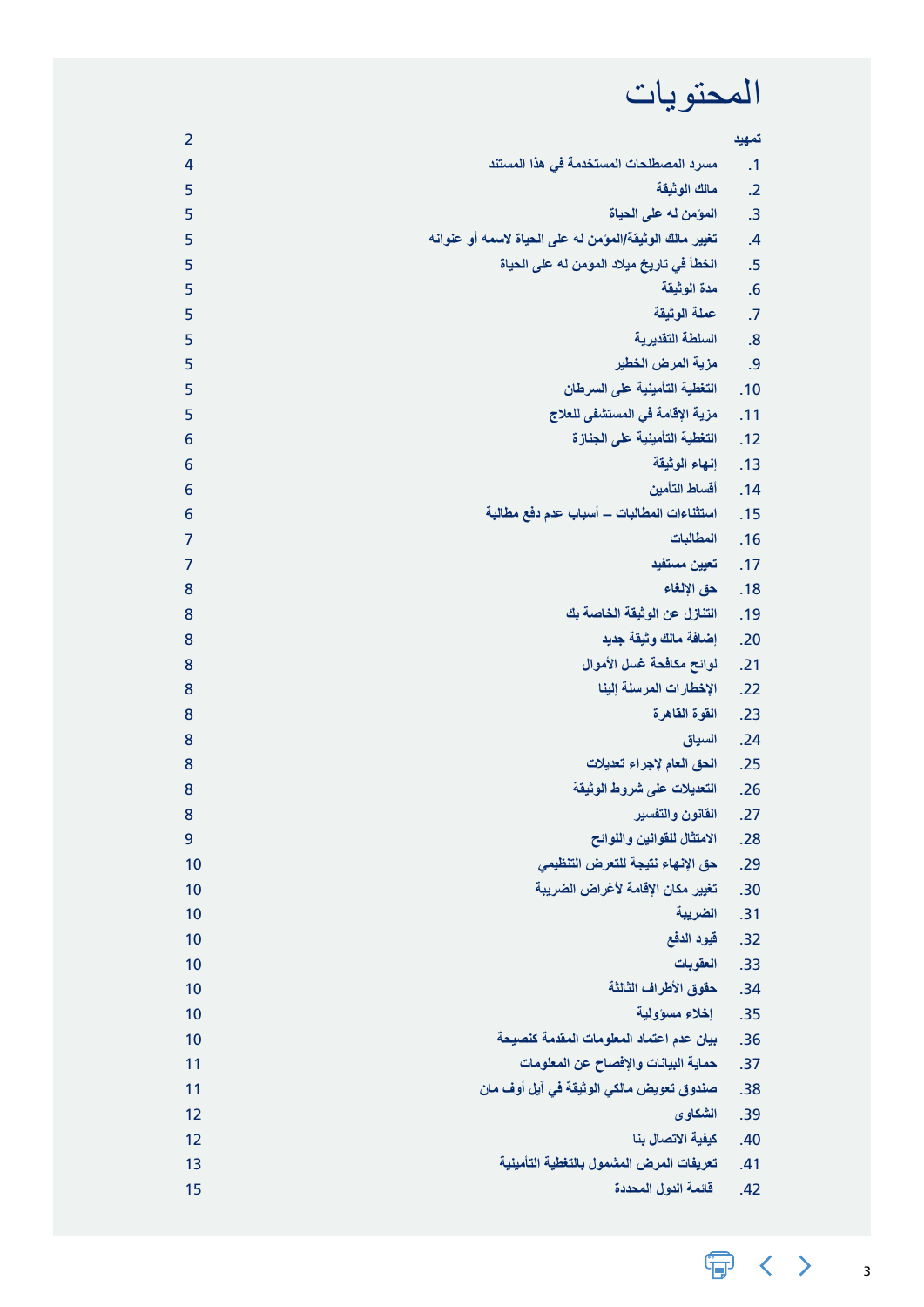# المحتويات

| | |
|---|---|
| تمهيد | 2 |
| 1. مسرد المصطلحات المستخدمة في هذا المستند | 4 |
| 2. مالك الوثيقة | 5 |
| 3. المؤمن له على الحياة | 5 |
| 4. تغيير مالك الوثيقة/المؤمن له على الحياة لاسمه أو عنوانه | 5 |
| 5. الخطأ في تاريخ ميلاد المؤمن له على الحياة | 5 |
| 6. مدة الوثيقة | 5 |
| 7. عملة الوثيقة | 5 |
| 8. السلطة التقديرية | 5 |
| 9. مزية المرض الخطير | 5 |
| 10. التغطية التأمينية على السرطان | 5 |
| 11. مزية الإقامة في المستشفى للعلاج | 5 |
| 12. التغطية التأمينية على الجنازة | 6 |
| 13. إنهاء الوثيقة | 6 |
| 14. أقساط التأمين | 6 |
| 15. استثناءات المطالبات – أسباب عدم دفع مطالبة | 6 |
| 16. المطالبات | 7 |
| 17. تعيين مستفيد | 7 |
| 18. حق الإلغاء | 8 |
| 19. التنازل عن الوثيقة الخاصة بك | 8 |
| 20. إضافة مالك وثيقة جديد | 8 |
| 21. لوائح مكافحة غسل الأموال | 8 |
| 22. الإخطارات المرسلة إلينا | 8 |
| 23. القوة القاهرة | 8 |
| 24. السياق | 8 |
| 25. الحق العام لإجراء تعديلات | 8 |
| 26. التعديلات على شروط الوثيقة | 8 |
| 27. القانون والتفسير | 8 |
| 28. الامتثال للقوانين واللوائح | 9 |
| 29. حق الإنهاء نتيجة للتعرض التنظيمي | 10 |
| 30. تغيير مكان الإقامة لأغراض الضريبة | 10 |
| 31. الضريبة | 10 |
| 32. قيود الدفع | 10 |
| 33. العقوبات | 10 |
| 34. حقوق الأطراف الثالثة | 10 |
| 35. إخلاء مسؤولية | 10 |
| 36. بيان عدم اعتماد المعلومات المقدمة كنصيحة | 10 |
| 37. حماية البيانات والإفصاح عن المعلومات | 11 |
| 38. صندوق تعويض مالكي الوثيقة في آيل أوف مان | 11 |
| 39. الشكاوى | 12 |
| 40. كيفية الاتصال بنا | 12 |
| 41. تعريفات المرض المشمول بالتغطية التأمينية | 13 |
| 42. قائمة الدول المحددة | 15 |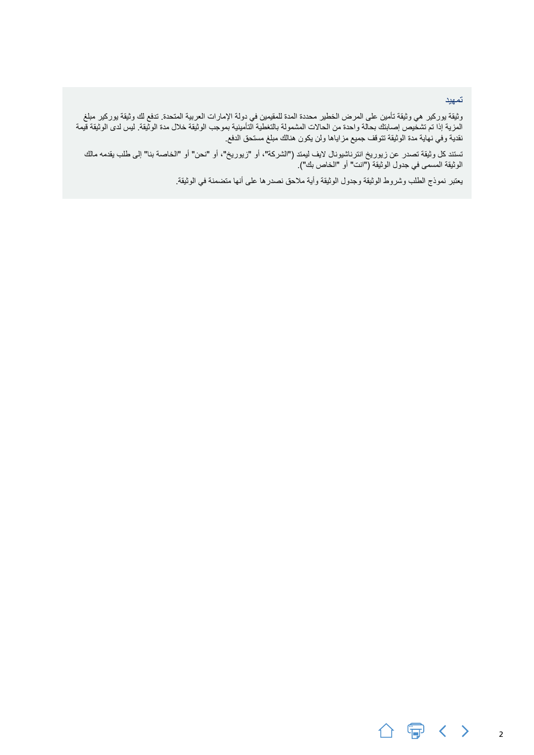## تمهيد

وثيقة يوركير هي وثيقة تأمين على المرض الخطير محددة المدة للمقيمين في دولة الإمارات العربية المتحدة. تدفع لك وثيقة يوركير مبلغ المزية إذا تم تشخيص إصابتك بحالة واحدة من الحالات المشمولة بالتغطية التأمينية بموجب الوثيقة خلال مدة الوثيقة. ليس لدى الوثيقة قيمة نقدية وفي نهاية مدة الوثيقة تتوقف جميع مزاياها ولن يكون هنالك مبلغ مستحق الدفع.

تستند كل وثيقة تصدر عن زيوريخ انترناشيونال لايف ليمتد ("الشركة"، أو "زيوريخ"، أو "نحن" أو "الخاصة بنا" إلى طلب يقدمه مالك الوثيقة المسمى في جدول الوثيقة ("انت" أو "الخاص بك").

يعتبر نموذج الطلب وشروط الوثيقة وجدول الوثيقة وأية ملاحق نصدرها على أنها متضمنة في الوثيقة.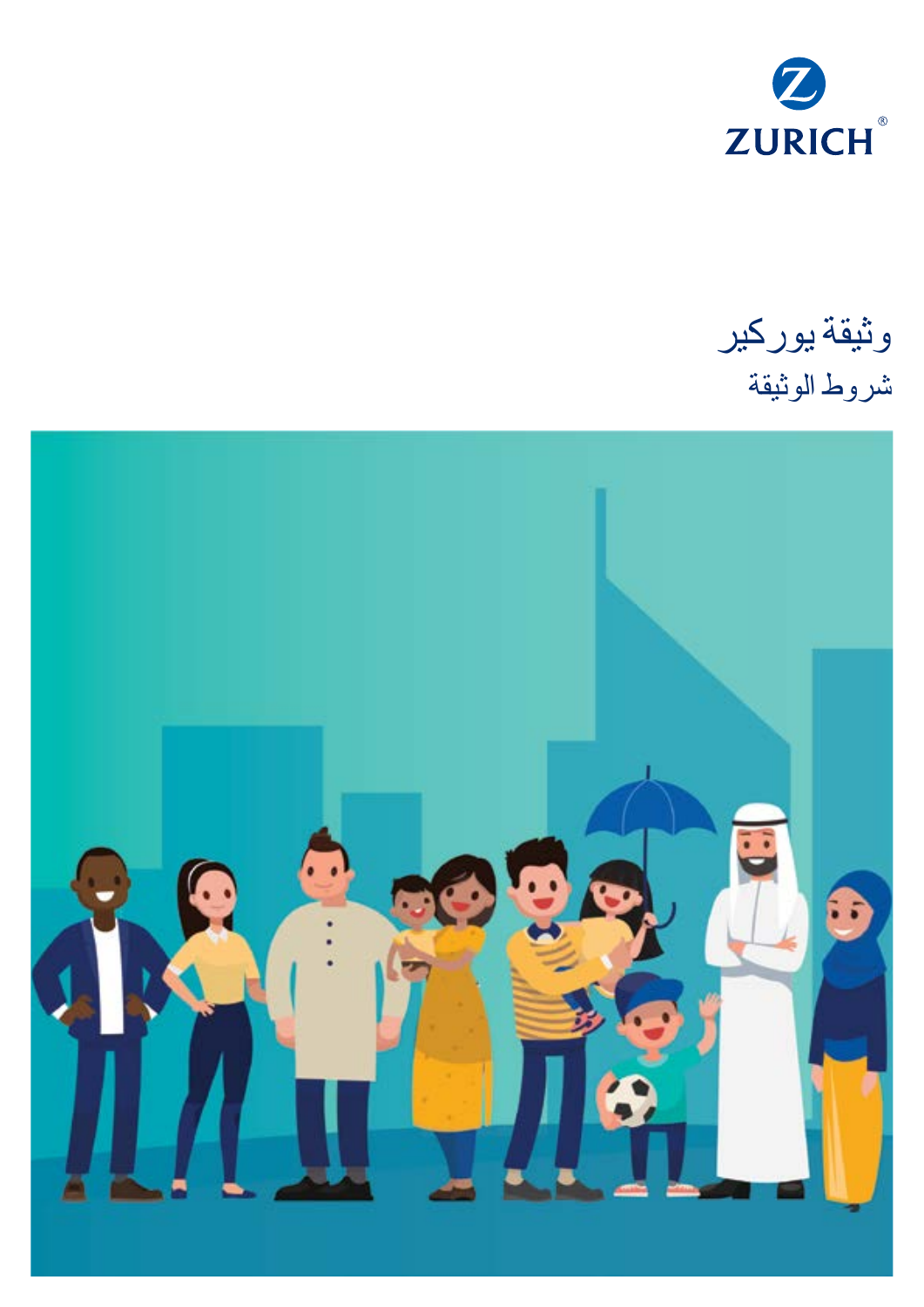ZURICH®

# وثيقة يوركير

## شروط الوثيقة